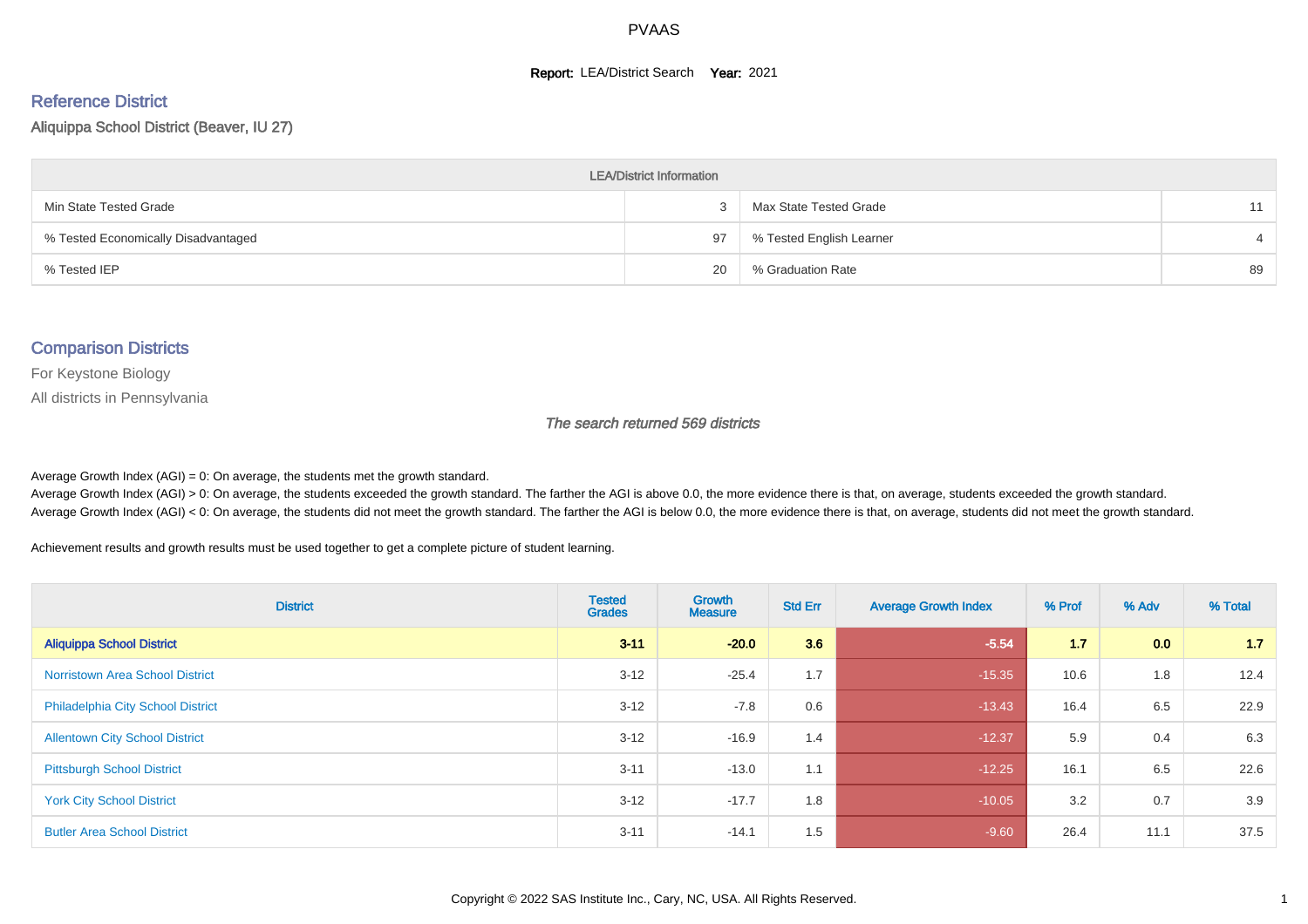# PVAAS

**Report:** LEA/District Search **Year:** 2021

## Reference District

Aliquippa School District (Beaver, IU 27)

| LEA/District Information | | | |
|---|---|---|---|
| Min State Tested Grade | 3 | Max State Tested Grade | 11 |
| % Tested Economically Disadvantaged | 97 | % Tested English Learner | 4 |
| % Tested IEP | 20 | % Graduation Rate | 89 |

## Comparison Districts

For Keystone Biology

All districts in Pennsylvania

*The search returned 569 districts*

Average Growth Index (AGI) = 0: On average, the students met the growth standard.
Average Growth Index (AGI) > 0: On average, the students exceeded the growth standard. The farther the AGI is above 0.0, the more evidence there is that, on average, students exceeded the growth standard.
Average Growth Index (AGI) < 0: On average, the students did not meet the growth standard. The farther the AGI is below 0.0, the more evidence there is that, on average, students did not meet the growth standard.

Achievement results and growth results must be used together to get a complete picture of student learning.

| District | Tested Grades | Growth Measure | Std Err | Average Growth Index | % Prof | % Adv | % Total |
|---|---|---|---|---|---|---|---|
| **Aliquippa School District** | **3-11** | **-20.0** | **3.6** | **-5.54** | **1.7** | **0.0** | **1.7** |
| Norristown Area School District | 3-12 | -25.4 | 1.7 | -15.35 | 10.6 | 1.8 | 12.4 |
| Philadelphia City School District | 3-12 | -7.8 | 0.6 | -13.43 | 16.4 | 6.5 | 22.9 |
| Allentown City School District | 3-12 | -16.9 | 1.4 | -12.37 | 5.9 | 0.4 | 6.3 |
| Pittsburgh School District | 3-11 | -13.0 | 1.1 | -12.25 | 16.1 | 6.5 | 22.6 |
| York City School District | 3-12 | -17.7 | 1.8 | -10.05 | 3.2 | 0.7 | 3.9 |
| Butler Area School District | 3-11 | -14.1 | 1.5 | -9.60 | 26.4 | 11.1 | 37.5 |

Copyright © 2022 SAS Institute Inc., Cary, NC, USA. All Rights Reserved.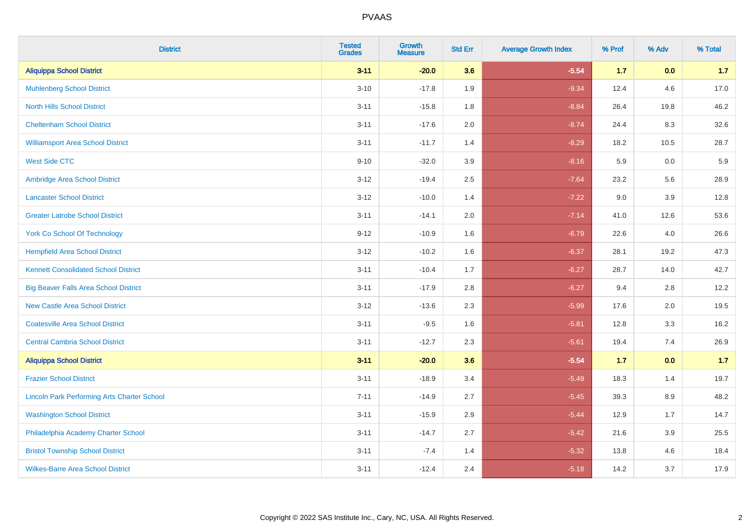PVAAS

| District | Tested Grades | Growth Measure | Std Err | Average Growth Index | % Prof | % Adv | % Total |
|---|---|---|---|---|---|---|---|
| **Aliquippa School District** | **3-11** | **-20.0** | **3.6** | **-5.54** | **1.7** | **0.0** | **1.7** |
| Muhlenberg School District | 3-10 | -17.8 | 1.9 | -9.34 | 12.4 | 4.6 | 17.0 |
| North Hills School District | 3-11 | -15.8 | 1.8 | -8.84 | 26.4 | 19.8 | 46.2 |
| Cheltenham School District | 3-11 | -17.6 | 2.0 | -8.74 | 24.4 | 8.3 | 32.6 |
| Williamsport Area School District | 3-11 | -11.7 | 1.4 | -8.29 | 18.2 | 10.5 | 28.7 |
| West Side CTC | 9-10 | -32.0 | 3.9 | -8.16 | 5.9 | 0.0 | 5.9 |
| Ambridge Area School District | 3-12 | -19.4 | 2.5 | -7.64 | 23.2 | 5.6 | 28.9 |
| Lancaster School District | 3-12 | -10.0 | 1.4 | -7.22 | 9.0 | 3.9 | 12.8 |
| Greater Latrobe School District | 3-11 | -14.1 | 2.0 | -7.14 | 41.0 | 12.6 | 53.6 |
| York Co School Of Technology | 9-12 | -10.9 | 1.6 | -6.79 | 22.6 | 4.0 | 26.6 |
| Hempfield Area School District | 3-12 | -10.2 | 1.6 | -6.37 | 28.1 | 19.2 | 47.3 |
| Kennett Consolidated School District | 3-11 | -10.4 | 1.7 | -6.27 | 28.7 | 14.0 | 42.7 |
| Big Beaver Falls Area School District | 3-11 | -17.9 | 2.8 | -6.27 | 9.4 | 2.8 | 12.2 |
| New Castle Area School District | 3-12 | -13.6 | 2.3 | -5.99 | 17.6 | 2.0 | 19.5 |
| Coatesville Area School District | 3-11 | -9.5 | 1.6 | -5.81 | 12.8 | 3.3 | 16.2 |
| Central Cambria School District | 3-11 | -12.7 | 2.3 | -5.61 | 19.4 | 7.4 | 26.9 |
| **Aliquippa School District** | **3-11** | **-20.0** | **3.6** | **-5.54** | **1.7** | **0.0** | **1.7** |
| Frazier School District | 3-11 | -18.9 | 3.4 | -5.49 | 18.3 | 1.4 | 19.7 |
| Lincoln Park Performing Arts Charter School | 7-11 | -14.9 | 2.7 | -5.45 | 39.3 | 8.9 | 48.2 |
| Washington School District | 3-11 | -15.9 | 2.9 | -5.44 | 12.9 | 1.7 | 14.7 |
| Philadelphia Academy Charter School | 3-11 | -14.7 | 2.7 | -5.42 | 21.6 | 3.9 | 25.5 |
| Bristol Township School District | 3-11 | -7.4 | 1.4 | -5.32 | 13.8 | 4.6 | 18.4 |
| Wilkes-Barre Area School District | 3-11 | -12.4 | 2.4 | -5.18 | 14.2 | 3.7 | 17.9 |

Copyright © 2022 SAS Institute Inc., Cary, NC, USA. All Rights Reserved.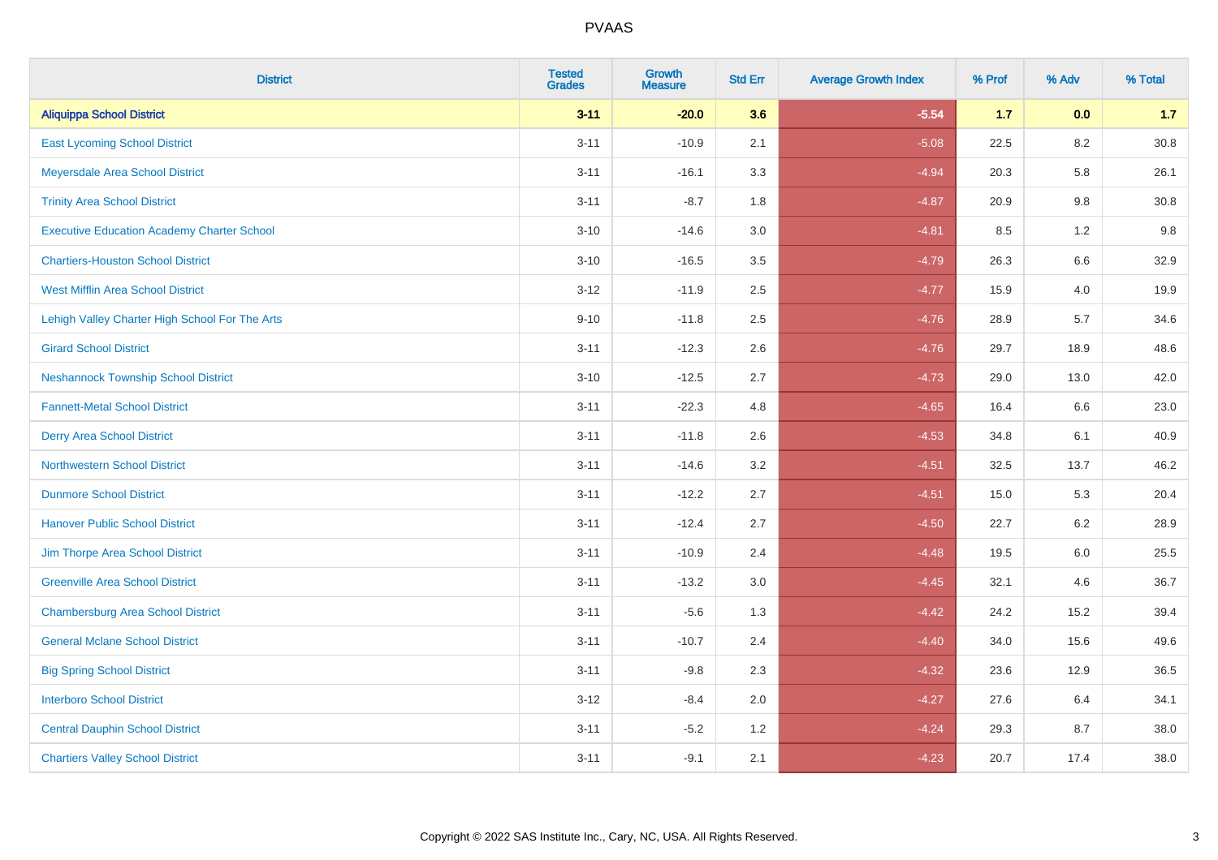PVAAS

| District | Tested Grades | Growth Measure | Std Err | Average Growth Index | % Prof | % Adv | % Total |
|---|---|---|---|---|---|---|---|
| **Aliquippa School District** | **3-11** | **-20.0** | **3.6** | **-5.54** | **1.7** | **0.0** | **1.7** |
| East Lycoming School District | 3-11 | -10.9 | 2.1 | -5.08 | 22.5 | 8.2 | 30.8 |
| Meyersdale Area School District | 3-11 | -16.1 | 3.3 | -4.94 | 20.3 | 5.8 | 26.1 |
| Trinity Area School District | 3-11 | -8.7 | 1.8 | -4.87 | 20.9 | 9.8 | 30.8 |
| Executive Education Academy Charter School | 3-10 | -14.6 | 3.0 | -4.81 | 8.5 | 1.2 | 9.8 |
| Chartiers-Houston School District | 3-10 | -16.5 | 3.5 | -4.79 | 26.3 | 6.6 | 32.9 |
| West Mifflin Area School District | 3-12 | -11.9 | 2.5 | -4.77 | 15.9 | 4.0 | 19.9 |
| Lehigh Valley Charter High School For The Arts | 9-10 | -11.8 | 2.5 | -4.76 | 28.9 | 5.7 | 34.6 |
| Girard School District | 3-11 | -12.3 | 2.6 | -4.76 | 29.7 | 18.9 | 48.6 |
| Neshannock Township School District | 3-10 | -12.5 | 2.7 | -4.73 | 29.0 | 13.0 | 42.0 |
| Fannett-Metal School District | 3-11 | -22.3 | 4.8 | -4.65 | 16.4 | 6.6 | 23.0 |
| Derry Area School District | 3-11 | -11.8 | 2.6 | -4.53 | 34.8 | 6.1 | 40.9 |
| Northwestern School District | 3-11 | -14.6 | 3.2 | -4.51 | 32.5 | 13.7 | 46.2 |
| Dunmore School District | 3-11 | -12.2 | 2.7 | -4.51 | 15.0 | 5.3 | 20.4 |
| Hanover Public School District | 3-11 | -12.4 | 2.7 | -4.50 | 22.7 | 6.2 | 28.9 |
| Jim Thorpe Area School District | 3-11 | -10.9 | 2.4 | -4.48 | 19.5 | 6.0 | 25.5 |
| Greenville Area School District | 3-11 | -13.2 | 3.0 | -4.45 | 32.1 | 4.6 | 36.7 |
| Chambersburg Area School District | 3-11 | -5.6 | 1.3 | -4.42 | 24.2 | 15.2 | 39.4 |
| General Mclane School District | 3-11 | -10.7 | 2.4 | -4.40 | 34.0 | 15.6 | 49.6 |
| Big Spring School District | 3-11 | -9.8 | 2.3 | -4.32 | 23.6 | 12.9 | 36.5 |
| Interboro School District | 3-12 | -8.4 | 2.0 | -4.27 | 27.6 | 6.4 | 34.1 |
| Central Dauphin School District | 3-11 | -5.2 | 1.2 | -4.24 | 29.3 | 8.7 | 38.0 |
| Chartiers Valley School District | 3-11 | -9.1 | 2.1 | -4.23 | 20.7 | 17.4 | 38.0 |

Copyright © 2022 SAS Institute Inc., Cary, NC, USA. All Rights Reserved.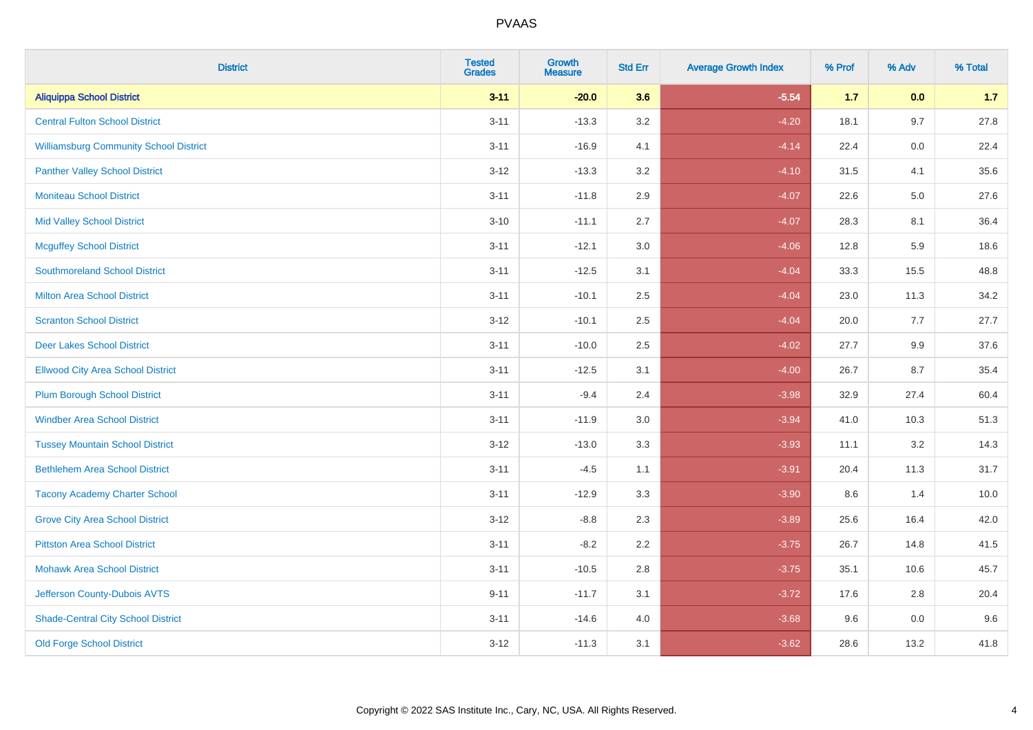PVAAS

| District | Tested Grades | Growth Measure | Std Err | Average Growth Index | % Prof | % Adv | % Total |
|---|---|---|---|---|---|---|---|
| **Aliquippa School District** | **3-11** | **-20.0** | **3.6** | **-5.54** | **1.7** | **0.0** | **1.7** |
| Central Fulton School District | 3-11 | -13.3 | 3.2 | -4.20 | 18.1 | 9.7 | 27.8 |
| Williamsburg Community School District | 3-11 | -16.9 | 4.1 | -4.14 | 22.4 | 0.0 | 22.4 |
| Panther Valley School District | 3-12 | -13.3 | 3.2 | -4.10 | 31.5 | 4.1 | 35.6 |
| Moniteau School District | 3-11 | -11.8 | 2.9 | -4.07 | 22.6 | 5.0 | 27.6 |
| Mid Valley School District | 3-10 | -11.1 | 2.7 | -4.07 | 28.3 | 8.1 | 36.4 |
| Mcguffey School District | 3-11 | -12.1 | 3.0 | -4.06 | 12.8 | 5.9 | 18.6 |
| Southmoreland School District | 3-11 | -12.5 | 3.1 | -4.04 | 33.3 | 15.5 | 48.8 |
| Milton Area School District | 3-11 | -10.1 | 2.5 | -4.04 | 23.0 | 11.3 | 34.2 |
| Scranton School District | 3-12 | -10.1 | 2.5 | -4.04 | 20.0 | 7.7 | 27.7 |
| Deer Lakes School District | 3-11 | -10.0 | 2.5 | -4.02 | 27.7 | 9.9 | 37.6 |
| Ellwood City Area School District | 3-11 | -12.5 | 3.1 | -4.00 | 26.7 | 8.7 | 35.4 |
| Plum Borough School District | 3-11 | -9.4 | 2.4 | -3.98 | 32.9 | 27.4 | 60.4 |
| Windber Area School District | 3-11 | -11.9 | 3.0 | -3.94 | 41.0 | 10.3 | 51.3 |
| Tussey Mountain School District | 3-12 | -13.0 | 3.3 | -3.93 | 11.1 | 3.2 | 14.3 |
| Bethlehem Area School District | 3-11 | -4.5 | 1.1 | -3.91 | 20.4 | 11.3 | 31.7 |
| Tacony Academy Charter School | 3-11 | -12.9 | 3.3 | -3.90 | 8.6 | 1.4 | 10.0 |
| Grove City Area School District | 3-12 | -8.8 | 2.3 | -3.89 | 25.6 | 16.4 | 42.0 |
| Pittston Area School District | 3-11 | -8.2 | 2.2 | -3.75 | 26.7 | 14.8 | 41.5 |
| Mohawk Area School District | 3-11 | -10.5 | 2.8 | -3.75 | 35.1 | 10.6 | 45.7 |
| Jefferson County-Dubois AVTS | 9-11 | -11.7 | 3.1 | -3.72 | 17.6 | 2.8 | 20.4 |
| Shade-Central City School District | 3-11 | -14.6 | 4.0 | -3.68 | 9.6 | 0.0 | 9.6 |
| Old Forge School District | 3-12 | -11.3 | 3.1 | -3.62 | 28.6 | 13.2 | 41.8 |

Copyright © 2022 SAS Institute Inc., Cary, NC, USA. All Rights Reserved.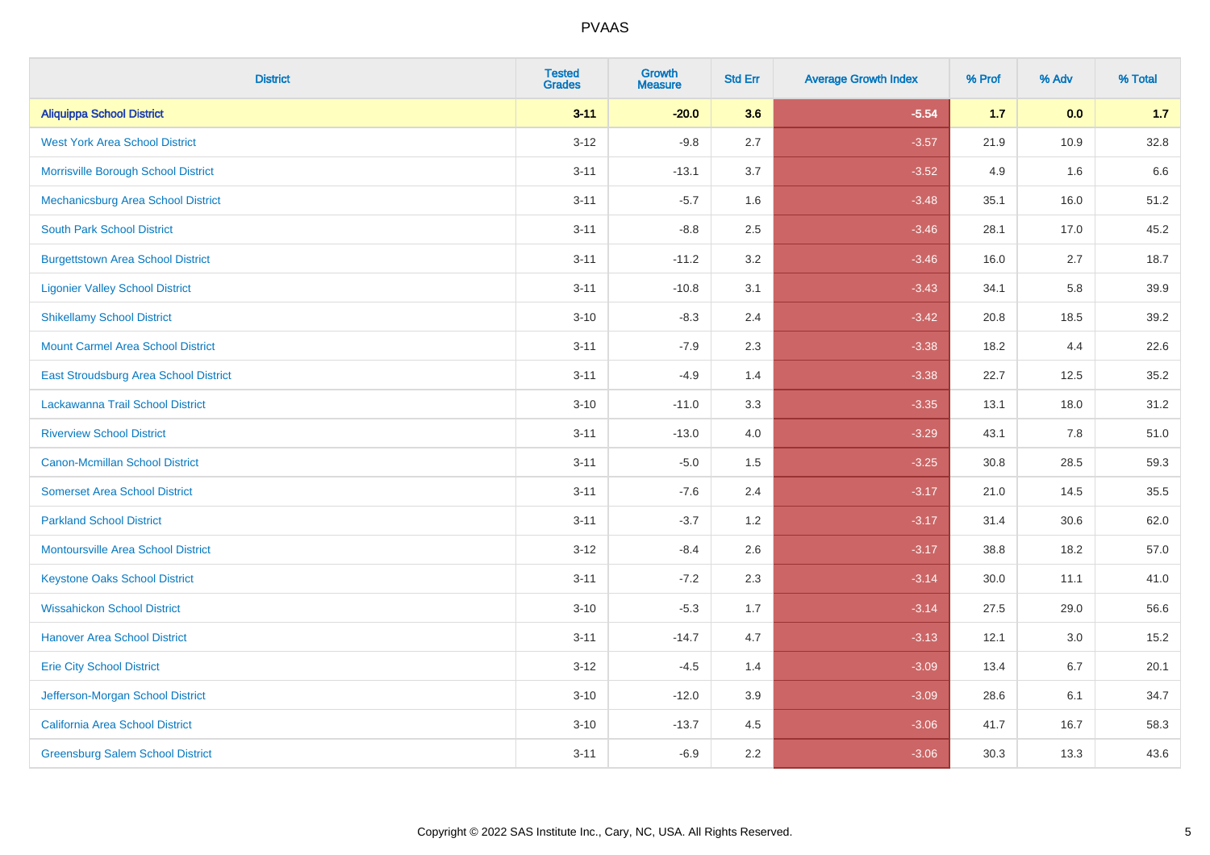# PVAAS

| District | Tested Grades | Growth Measure | Std Err | Average Growth Index | % Prof | % Adv | % Total |
|---|---|---|---|---|---|---|---|
| **Aliquippa School District** | **3-11** | **-20.0** | **3.6** | **-5.54** | **1.7** | **0.0** | **1.7** |
| West York Area School District | 3-12 | -9.8 | 2.7 | -3.57 | 21.9 | 10.9 | 32.8 |
| Morrisville Borough School District | 3-11 | -13.1 | 3.7 | -3.52 | 4.9 | 1.6 | 6.6 |
| Mechanicsburg Area School District | 3-11 | -5.7 | 1.6 | -3.48 | 35.1 | 16.0 | 51.2 |
| South Park School District | 3-11 | -8.8 | 2.5 | -3.46 | 28.1 | 17.0 | 45.2 |
| Burgettstown Area School District | 3-11 | -11.2 | 3.2 | -3.46 | 16.0 | 2.7 | 18.7 |
| Ligonier Valley School District | 3-11 | -10.8 | 3.1 | -3.43 | 34.1 | 5.8 | 39.9 |
| Shikellamy School District | 3-10 | -8.3 | 2.4 | -3.42 | 20.8 | 18.5 | 39.2 |
| Mount Carmel Area School District | 3-11 | -7.9 | 2.3 | -3.38 | 18.2 | 4.4 | 22.6 |
| East Stroudsburg Area School District | 3-11 | -4.9 | 1.4 | -3.38 | 22.7 | 12.5 | 35.2 |
| Lackawanna Trail School District | 3-10 | -11.0 | 3.3 | -3.35 | 13.1 | 18.0 | 31.2 |
| Riverview School District | 3-11 | -13.0 | 4.0 | -3.29 | 43.1 | 7.8 | 51.0 |
| Canon-Mcmillan School District | 3-11 | -5.0 | 1.5 | -3.25 | 30.8 | 28.5 | 59.3 |
| Somerset Area School District | 3-11 | -7.6 | 2.4 | -3.17 | 21.0 | 14.5 | 35.5 |
| Parkland School District | 3-11 | -3.7 | 1.2 | -3.17 | 31.4 | 30.6 | 62.0 |
| Montoursville Area School District | 3-12 | -8.4 | 2.6 | -3.17 | 38.8 | 18.2 | 57.0 |
| Keystone Oaks School District | 3-11 | -7.2 | 2.3 | -3.14 | 30.0 | 11.1 | 41.0 |
| Wissahickon School District | 3-10 | -5.3 | 1.7 | -3.14 | 27.5 | 29.0 | 56.6 |
| Hanover Area School District | 3-11 | -14.7 | 4.7 | -3.13 | 12.1 | 3.0 | 15.2 |
| Erie City School District | 3-12 | -4.5 | 1.4 | -3.09 | 13.4 | 6.7 | 20.1 |
| Jefferson-Morgan School District | 3-10 | -12.0 | 3.9 | -3.09 | 28.6 | 6.1 | 34.7 |
| California Area School District | 3-10 | -13.7 | 4.5 | -3.06 | 41.7 | 16.7 | 58.3 |
| Greensburg Salem School District | 3-11 | -6.9 | 2.2 | -3.06 | 30.3 | 13.3 | 43.6 |

Copyright © 2022 SAS Institute Inc., Cary, NC, USA. All Rights Reserved.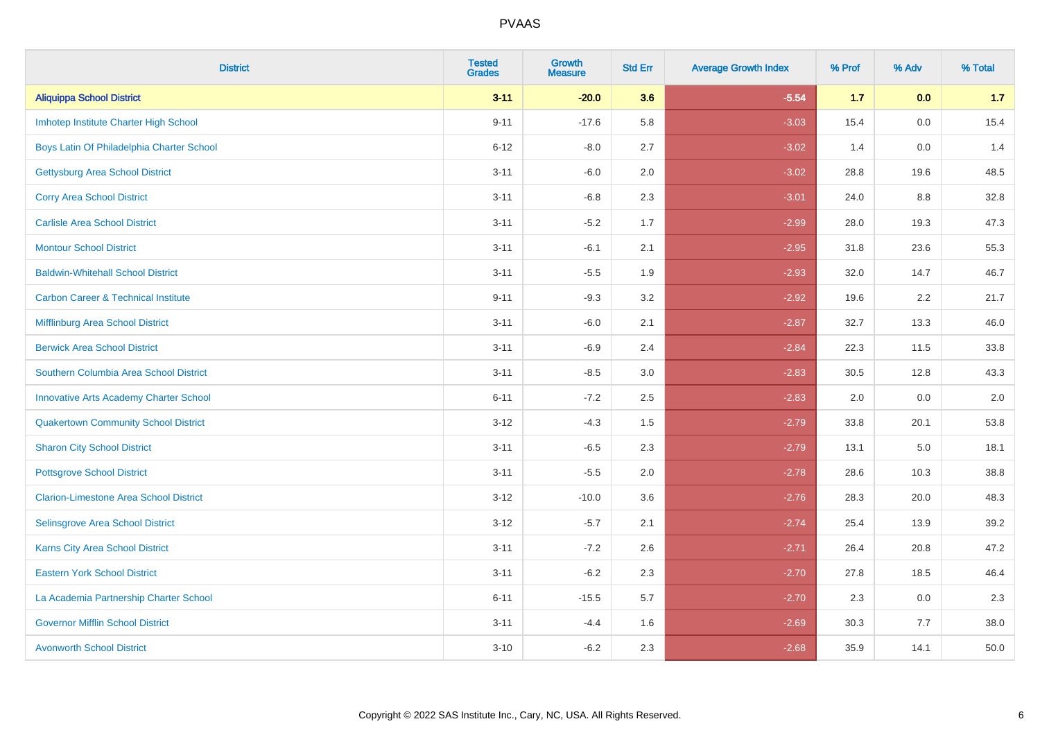PVAAS

| District | Tested Grades | Growth Measure | Std Err | Average Growth Index | % Prof | % Adv | % Total |
|---|---|---|---|---|---|---|---|
| **Aliquippa School District** | **3-11** | **-20.0** | **3.6** | **-5.54** | **1.7** | **0.0** | **1.7** |
| Imhotep Institute Charter High School | 9-11 | -17.6 | 5.8 | -3.03 | 15.4 | 0.0 | 15.4 |
| Boys Latin Of Philadelphia Charter School | 6-12 | -8.0 | 2.7 | -3.02 | 1.4 | 0.0 | 1.4 |
| Gettysburg Area School District | 3-11 | -6.0 | 2.0 | -3.02 | 28.8 | 19.6 | 48.5 |
| Corry Area School District | 3-11 | -6.8 | 2.3 | -3.01 | 24.0 | 8.8 | 32.8 |
| Carlisle Area School District | 3-11 | -5.2 | 1.7 | -2.99 | 28.0 | 19.3 | 47.3 |
| Montour School District | 3-11 | -6.1 | 2.1 | -2.95 | 31.8 | 23.6 | 55.3 |
| Baldwin-Whitehall School District | 3-11 | -5.5 | 1.9 | -2.93 | 32.0 | 14.7 | 46.7 |
| Carbon Career & Technical Institute | 9-11 | -9.3 | 3.2 | -2.92 | 19.6 | 2.2 | 21.7 |
| Mifflinburg Area School District | 3-11 | -6.0 | 2.1 | -2.87 | 32.7 | 13.3 | 46.0 |
| Berwick Area School District | 3-11 | -6.9 | 2.4 | -2.84 | 22.3 | 11.5 | 33.8 |
| Southern Columbia Area School District | 3-11 | -8.5 | 3.0 | -2.83 | 30.5 | 12.8 | 43.3 |
| Innovative Arts Academy Charter School | 6-11 | -7.2 | 2.5 | -2.83 | 2.0 | 0.0 | 2.0 |
| Quakertown Community School District | 3-12 | -4.3 | 1.5 | -2.79 | 33.8 | 20.1 | 53.8 |
| Sharon City School District | 3-11 | -6.5 | 2.3 | -2.79 | 13.1 | 5.0 | 18.1 |
| Pottsgrove School District | 3-11 | -5.5 | 2.0 | -2.78 | 28.6 | 10.3 | 38.8 |
| Clarion-Limestone Area School District | 3-12 | -10.0 | 3.6 | -2.76 | 28.3 | 20.0 | 48.3 |
| Selinsgrove Area School District | 3-12 | -5.7 | 2.1 | -2.74 | 25.4 | 13.9 | 39.2 |
| Karns City Area School District | 3-11 | -7.2 | 2.6 | -2.71 | 26.4 | 20.8 | 47.2 |
| Eastern York School District | 3-11 | -6.2 | 2.3 | -2.70 | 27.8 | 18.5 | 46.4 |
| La Academia Partnership Charter School | 6-11 | -15.5 | 5.7 | -2.70 | 2.3 | 0.0 | 2.3 |
| Governor Mifflin School District | 3-11 | -4.4 | 1.6 | -2.69 | 30.3 | 7.7 | 38.0 |
| Avonworth School District | 3-10 | -6.2 | 2.3 | -2.68 | 35.9 | 14.1 | 50.0 |

Copyright © 2022 SAS Institute Inc., Cary, NC, USA. All Rights Reserved.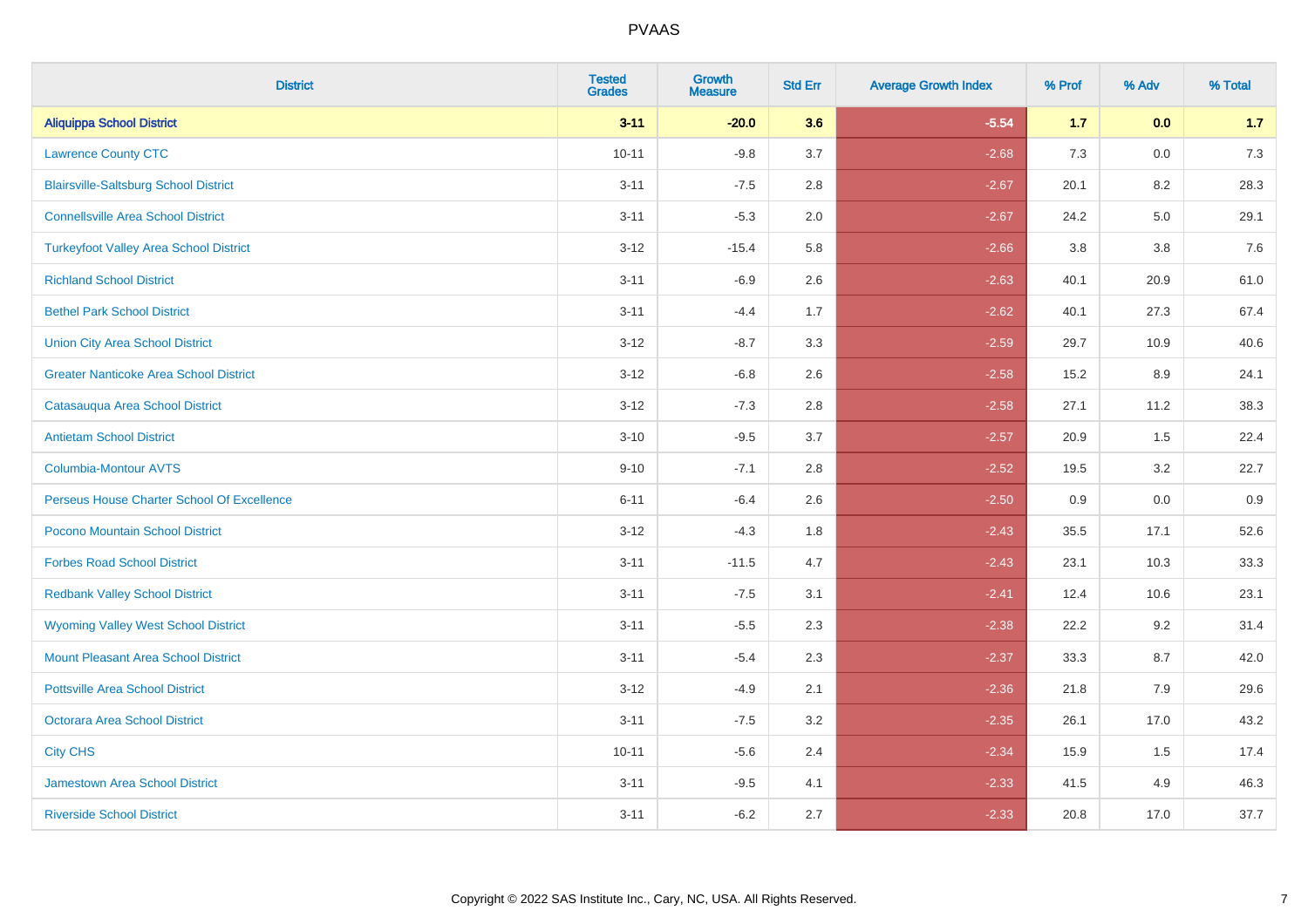# PVAAS

| District | Tested Grades | Growth Measure | Std Err | Average Growth Index | % Prof | % Adv | % Total |
|---|---|---|---|---|---|---|---|
| **Aliquippa School District** | **3-11** | **-20.0** | **3.6** | **-5.54** | **1.7** | **0.0** | **1.7** |
| Lawrence County CTC | 10-11 | -9.8 | 3.7 | -2.68 | 7.3 | 0.0 | 7.3 |
| Blairsville-Saltsburg School District | 3-11 | -7.5 | 2.8 | -2.67 | 20.1 | 8.2 | 28.3 |
| Connellsville Area School District | 3-11 | -5.3 | 2.0 | -2.67 | 24.2 | 5.0 | 29.1 |
| Turkeyfoot Valley Area School District | 3-12 | -15.4 | 5.8 | -2.66 | 3.8 | 3.8 | 7.6 |
| Richland School District | 3-11 | -6.9 | 2.6 | -2.63 | 40.1 | 20.9 | 61.0 |
| Bethel Park School District | 3-11 | -4.4 | 1.7 | -2.62 | 40.1 | 27.3 | 67.4 |
| Union City Area School District | 3-12 | -8.7 | 3.3 | -2.59 | 29.7 | 10.9 | 40.6 |
| Greater Nanticoke Area School District | 3-12 | -6.8 | 2.6 | -2.58 | 15.2 | 8.9 | 24.1 |
| Catasauqua Area School District | 3-12 | -7.3 | 2.8 | -2.58 | 27.1 | 11.2 | 38.3 |
| Antietam School District | 3-10 | -9.5 | 3.7 | -2.57 | 20.9 | 1.5 | 22.4 |
| Columbia-Montour AVTS | 9-10 | -7.1 | 2.8 | -2.52 | 19.5 | 3.2 | 22.7 |
| Perseus House Charter School Of Excellence | 6-11 | -6.4 | 2.6 | -2.50 | 0.9 | 0.0 | 0.9 |
| Pocono Mountain School District | 3-12 | -4.3 | 1.8 | -2.43 | 35.5 | 17.1 | 52.6 |
| Forbes Road School District | 3-11 | -11.5 | 4.7 | -2.43 | 23.1 | 10.3 | 33.3 |
| Redbank Valley School District | 3-11 | -7.5 | 3.1 | -2.41 | 12.4 | 10.6 | 23.1 |
| Wyoming Valley West School District | 3-11 | -5.5 | 2.3 | -2.38 | 22.2 | 9.2 | 31.4 |
| Mount Pleasant Area School District | 3-11 | -5.4 | 2.3 | -2.37 | 33.3 | 8.7 | 42.0 |
| Pottsville Area School District | 3-12 | -4.9 | 2.1 | -2.36 | 21.8 | 7.9 | 29.6 |
| Octorara Area School District | 3-11 | -7.5 | 3.2 | -2.35 | 26.1 | 17.0 | 43.2 |
| City CHS | 10-11 | -5.6 | 2.4 | -2.34 | 15.9 | 1.5 | 17.4 |
| Jamestown Area School District | 3-11 | -9.5 | 4.1 | -2.33 | 41.5 | 4.9 | 46.3 |
| Riverside School District | 3-11 | -6.2 | 2.7 | -2.33 | 20.8 | 17.0 | 37.7 |

Copyright © 2022 SAS Institute Inc., Cary, NC, USA. All Rights Reserved.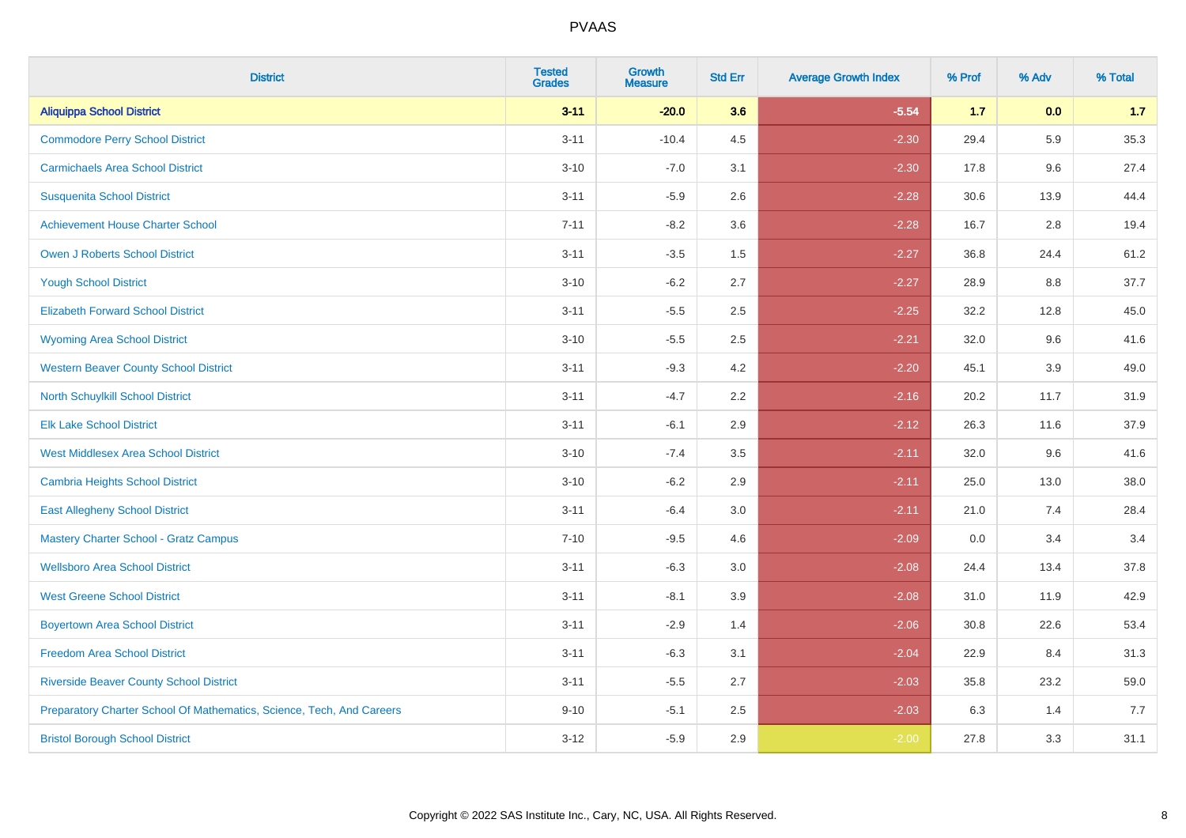# PVAAS

| District | Tested Grades | Growth Measure | Std Err | Average Growth Index | % Prof | % Adv | % Total |
|---|---|---|---|---|---|---|---|
| **Aliquippa School District** | **3-11** | **-20.0** | **3.6** | **-5.54** | **1.7** | **0.0** | **1.7** |
| Commodore Perry School District | 3-11 | -10.4 | 4.5 | -2.30 | 29.4 | 5.9 | 35.3 |
| Carmichaels Area School District | 3-10 | -7.0 | 3.1 | -2.30 | 17.8 | 9.6 | 27.4 |
| Susquenita School District | 3-11 | -5.9 | 2.6 | -2.28 | 30.6 | 13.9 | 44.4 |
| Achievement House Charter School | 7-11 | -8.2 | 3.6 | -2.28 | 16.7 | 2.8 | 19.4 |
| Owen J Roberts School District | 3-11 | -3.5 | 1.5 | -2.27 | 36.8 | 24.4 | 61.2 |
| Yough School District | 3-10 | -6.2 | 2.7 | -2.27 | 28.9 | 8.8 | 37.7 |
| Elizabeth Forward School District | 3-11 | -5.5 | 2.5 | -2.25 | 32.2 | 12.8 | 45.0 |
| Wyoming Area School District | 3-10 | -5.5 | 2.5 | -2.21 | 32.0 | 9.6 | 41.6 |
| Western Beaver County School District | 3-11 | -9.3 | 4.2 | -2.20 | 45.1 | 3.9 | 49.0 |
| North Schuylkill School District | 3-11 | -4.7 | 2.2 | -2.16 | 20.2 | 11.7 | 31.9 |
| Elk Lake School District | 3-11 | -6.1 | 2.9 | -2.12 | 26.3 | 11.6 | 37.9 |
| West Middlesex Area School District | 3-10 | -7.4 | 3.5 | -2.11 | 32.0 | 9.6 | 41.6 |
| Cambria Heights School District | 3-10 | -6.2 | 2.9 | -2.11 | 25.0 | 13.0 | 38.0 |
| East Allegheny School District | 3-11 | -6.4 | 3.0 | -2.11 | 21.0 | 7.4 | 28.4 |
| Mastery Charter School - Gratz Campus | 7-10 | -9.5 | 4.6 | -2.09 | 0.0 | 3.4 | 3.4 |
| Wellsboro Area School District | 3-11 | -6.3 | 3.0 | -2.08 | 24.4 | 13.4 | 37.8 |
| West Greene School District | 3-11 | -8.1 | 3.9 | -2.08 | 31.0 | 11.9 | 42.9 |
| Boyertown Area School District | 3-11 | -2.9 | 1.4 | -2.06 | 30.8 | 22.6 | 53.4 |
| Freedom Area School District | 3-11 | -6.3 | 3.1 | -2.04 | 22.9 | 8.4 | 31.3 |
| Riverside Beaver County School District | 3-11 | -5.5 | 2.7 | -2.03 | 35.8 | 23.2 | 59.0 |
| Preparatory Charter School Of Mathematics, Science, Tech, And Careers | 9-10 | -5.1 | 2.5 | -2.03 | 6.3 | 1.4 | 7.7 |
| Bristol Borough School District | 3-12 | -5.9 | 2.9 | -2.00 | 27.8 | 3.3 | 31.1 |

Copyright © 2022 SAS Institute Inc., Cary, NC, USA. All Rights Reserved.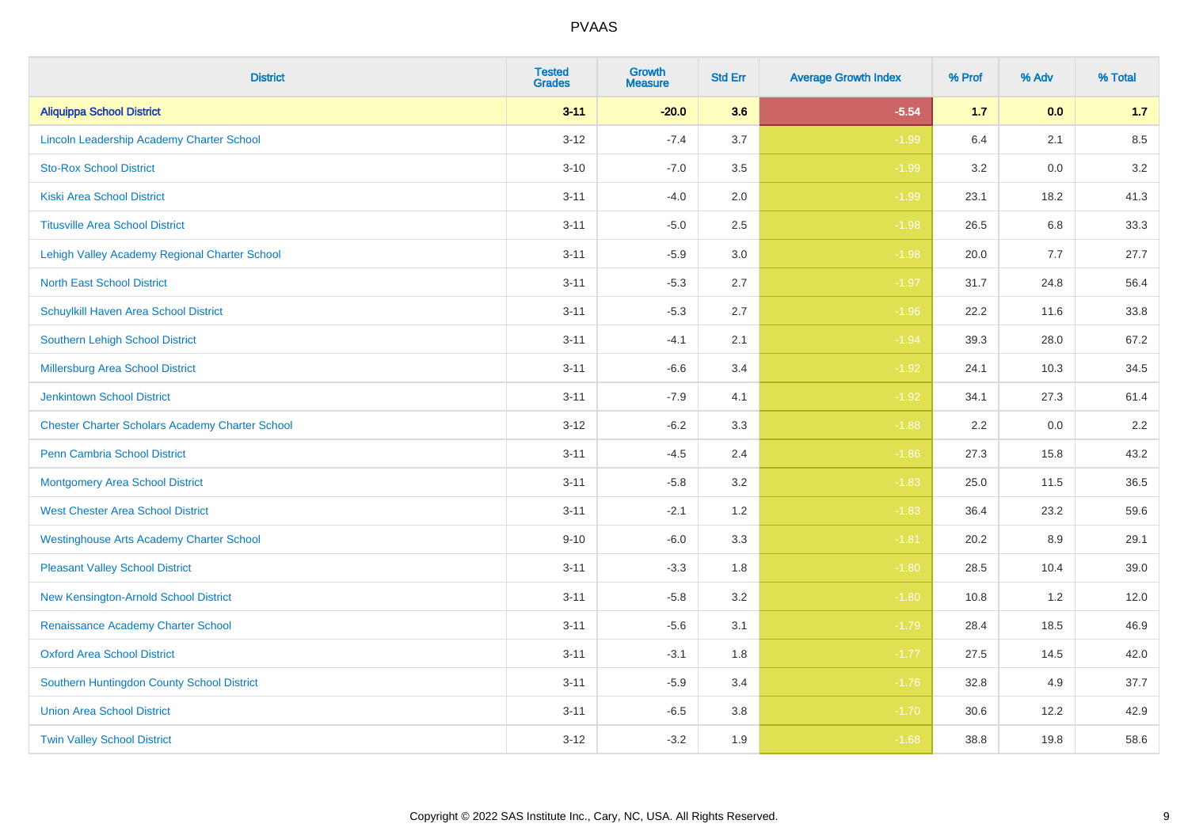| District | Tested Grades | Growth Measure | Std Err | Average Growth Index | % Prof | % Adv | % Total |
|---|---|---|---|---|---|---|---|
| **Aliquippa School District** | **3-11** | **-20.0** | **3.6** | **-5.54** | **1.7** | **0.0** | **1.7** |
| Lincoln Leadership Academy Charter School | 3-12 | -7.4 | 3.7 | -1.99 | 6.4 | 2.1 | 8.5 |
| Sto-Rox School District | 3-10 | -7.0 | 3.5 | -1.99 | 3.2 | 0.0 | 3.2 |
| Kiski Area School District | 3-11 | -4.0 | 2.0 | -1.99 | 23.1 | 18.2 | 41.3 |
| Titusville Area School District | 3-11 | -5.0 | 2.5 | -1.98 | 26.5 | 6.8 | 33.3 |
| Lehigh Valley Academy Regional Charter School | 3-11 | -5.9 | 3.0 | -1.98 | 20.0 | 7.7 | 27.7 |
| North East School District | 3-11 | -5.3 | 2.7 | -1.97 | 31.7 | 24.8 | 56.4 |
| Schuylkill Haven Area School District | 3-11 | -5.3 | 2.7 | -1.96 | 22.2 | 11.6 | 33.8 |
| Southern Lehigh School District | 3-11 | -4.1 | 2.1 | -1.94 | 39.3 | 28.0 | 67.2 |
| Millersburg Area School District | 3-11 | -6.6 | 3.4 | -1.92 | 24.1 | 10.3 | 34.5 |
| Jenkintown School District | 3-11 | -7.9 | 4.1 | -1.92 | 34.1 | 27.3 | 61.4 |
| Chester Charter Scholars Academy Charter School | 3-12 | -6.2 | 3.3 | -1.88 | 2.2 | 0.0 | 2.2 |
| Penn Cambria School District | 3-11 | -4.5 | 2.4 | -1.86 | 27.3 | 15.8 | 43.2 |
| Montgomery Area School District | 3-11 | -5.8 | 3.2 | -1.83 | 25.0 | 11.5 | 36.5 |
| West Chester Area School District | 3-11 | -2.1 | 1.2 | -1.83 | 36.4 | 23.2 | 59.6 |
| Westinghouse Arts Academy Charter School | 9-10 | -6.0 | 3.3 | -1.81 | 20.2 | 8.9 | 29.1 |
| Pleasant Valley School District | 3-11 | -3.3 | 1.8 | -1.80 | 28.5 | 10.4 | 39.0 |
| New Kensington-Arnold School District | 3-11 | -5.8 | 3.2 | -1.80 | 10.8 | 1.2 | 12.0 |
| Renaissance Academy Charter School | 3-11 | -5.6 | 3.1 | -1.79 | 28.4 | 18.5 | 46.9 |
| Oxford Area School District | 3-11 | -3.1 | 1.8 | -1.77 | 27.5 | 14.5 | 42.0 |
| Southern Huntingdon County School District | 3-11 | -5.9 | 3.4 | -1.76 | 32.8 | 4.9 | 37.7 |
| Union Area School District | 3-11 | -6.5 | 3.8 | -1.70 | 30.6 | 12.2 | 42.9 |
| Twin Valley School District | 3-12 | -3.2 | 1.9 | -1.68 | 38.8 | 19.8 | 58.6 |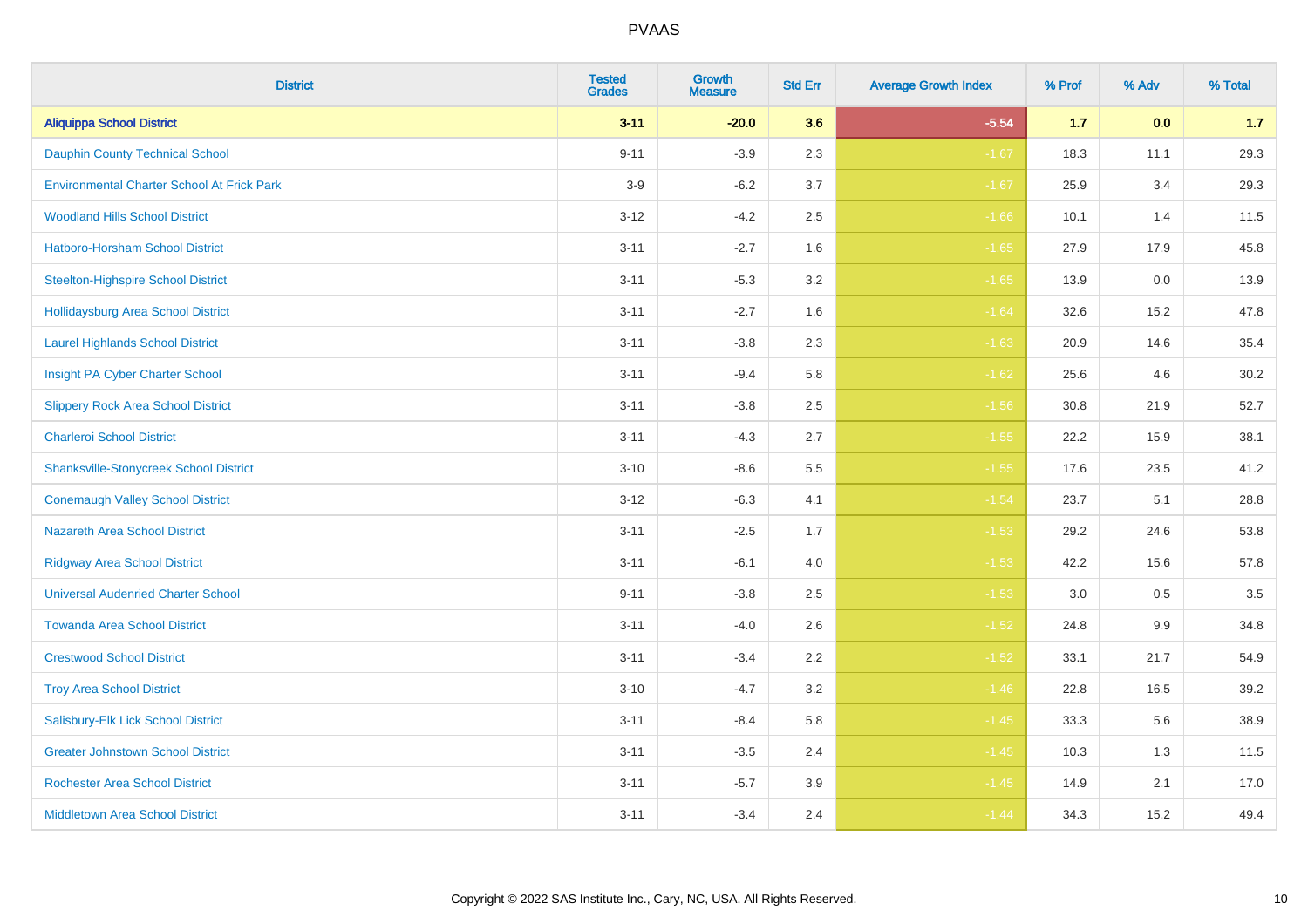# PVAAS

| District | Tested Grades | Growth Measure | Std Err | Average Growth Index | % Prof | % Adv | % Total |
|---|---|---|---|---|---|---|---|
| **Aliquippa School District** | **3-11** | **-20.0** | **3.6** | **-5.54** | **1.7** | **0.0** | **1.7** |
| Dauphin County Technical School | 9-11 | -3.9 | 2.3 | -1.67 | 18.3 | 11.1 | 29.3 |
| Environmental Charter School At Frick Park | 3-9 | -6.2 | 3.7 | -1.67 | 25.9 | 3.4 | 29.3 |
| Woodland Hills School District | 3-12 | -4.2 | 2.5 | -1.66 | 10.1 | 1.4 | 11.5 |
| Hatboro-Horsham School District | 3-11 | -2.7 | 1.6 | -1.65 | 27.9 | 17.9 | 45.8 |
| Steelton-Highspire School District | 3-11 | -5.3 | 3.2 | -1.65 | 13.9 | 0.0 | 13.9 |
| Hollidaysburg Area School District | 3-11 | -2.7 | 1.6 | -1.64 | 32.6 | 15.2 | 47.8 |
| Laurel Highlands School District | 3-11 | -3.8 | 2.3 | -1.63 | 20.9 | 14.6 | 35.4 |
| Insight PA Cyber Charter School | 3-11 | -9.4 | 5.8 | -1.62 | 25.6 | 4.6 | 30.2 |
| Slippery Rock Area School District | 3-11 | -3.8 | 2.5 | -1.56 | 30.8 | 21.9 | 52.7 |
| Charleroi School District | 3-11 | -4.3 | 2.7 | -1.55 | 22.2 | 15.9 | 38.1 |
| Shanksville-Stonycreek School District | 3-10 | -8.6 | 5.5 | -1.55 | 17.6 | 23.5 | 41.2 |
| Conemaugh Valley School District | 3-12 | -6.3 | 4.1 | -1.54 | 23.7 | 5.1 | 28.8 |
| Nazareth Area School District | 3-11 | -2.5 | 1.7 | -1.53 | 29.2 | 24.6 | 53.8 |
| Ridgway Area School District | 3-11 | -6.1 | 4.0 | -1.53 | 42.2 | 15.6 | 57.8 |
| Universal Audenried Charter School | 9-11 | -3.8 | 2.5 | -1.53 | 3.0 | 0.5 | 3.5 |
| Towanda Area School District | 3-11 | -4.0 | 2.6 | -1.52 | 24.8 | 9.9 | 34.8 |
| Crestwood School District | 3-11 | -3.4 | 2.2 | -1.52 | 33.1 | 21.7 | 54.9 |
| Troy Area School District | 3-10 | -4.7 | 3.2 | -1.46 | 22.8 | 16.5 | 39.2 |
| Salisbury-Elk Lick School District | 3-11 | -8.4 | 5.8 | -1.45 | 33.3 | 5.6 | 38.9 |
| Greater Johnstown School District | 3-11 | -3.5 | 2.4 | -1.45 | 10.3 | 1.3 | 11.5 |
| Rochester Area School District | 3-11 | -5.7 | 3.9 | -1.45 | 14.9 | 2.1 | 17.0 |
| Middletown Area School District | 3-11 | -3.4 | 2.4 | -1.44 | 34.3 | 15.2 | 49.4 |

Copyright © 2022 SAS Institute Inc., Cary, NC, USA. All Rights Reserved.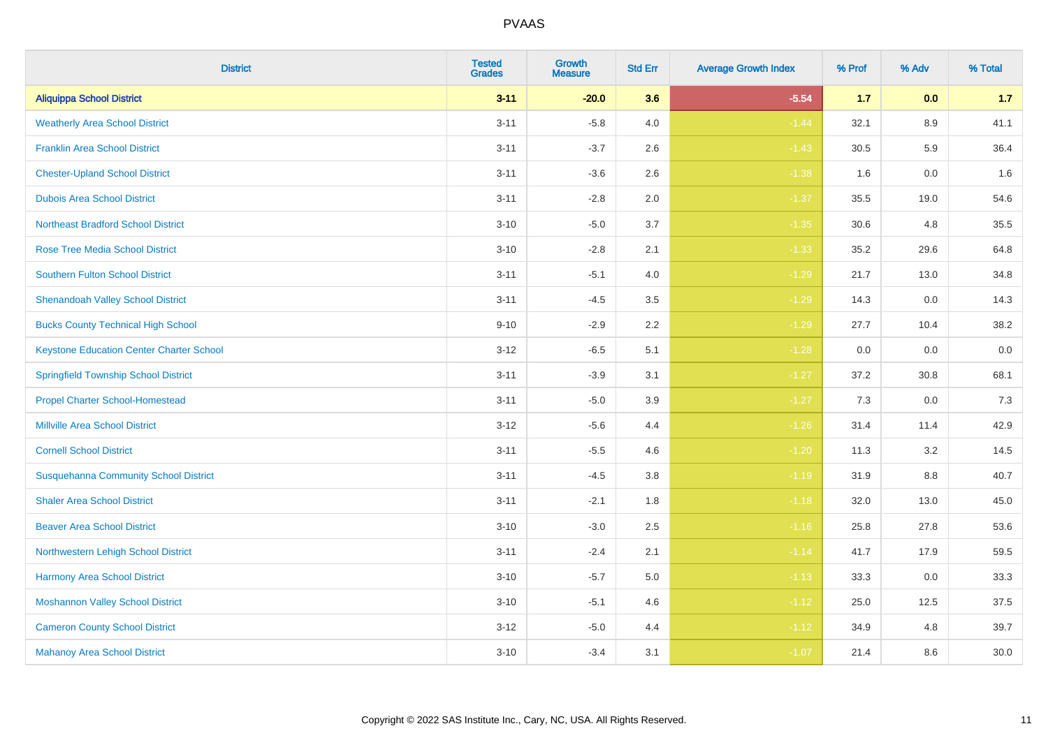| District | Tested Grades | Growth Measure | Std Err | Average Growth Index | % Prof | % Adv | % Total |
|---|---|---|---|---|---|---|---|
| **Aliquippa School District** | **3-11** | **-20.0** | **3.6** | **-5.54** | **1.7** | **0.0** | **1.7** |
| Weatherly Area School District | 3-11 | -5.8 | 4.0 | -1.44 | 32.1 | 8.9 | 41.1 |
| Franklin Area School District | 3-11 | -3.7 | 2.6 | -1.43 | 30.5 | 5.9 | 36.4 |
| Chester-Upland School District | 3-11 | -3.6 | 2.6 | -1.38 | 1.6 | 0.0 | 1.6 |
| Dubois Area School District | 3-11 | -2.8 | 2.0 | -1.37 | 35.5 | 19.0 | 54.6 |
| Northeast Bradford School District | 3-10 | -5.0 | 3.7 | -1.35 | 30.6 | 4.8 | 35.5 |
| Rose Tree Media School District | 3-10 | -2.8 | 2.1 | -1.33 | 35.2 | 29.6 | 64.8 |
| Southern Fulton School District | 3-11 | -5.1 | 4.0 | -1.29 | 21.7 | 13.0 | 34.8 |
| Shenandoah Valley School District | 3-11 | -4.5 | 3.5 | -1.29 | 14.3 | 0.0 | 14.3 |
| Bucks County Technical High School | 9-10 | -2.9 | 2.2 | -1.29 | 27.7 | 10.4 | 38.2 |
| Keystone Education Center Charter School | 3-12 | -6.5 | 5.1 | -1.28 | 0.0 | 0.0 | 0.0 |
| Springfield Township School District | 3-11 | -3.9 | 3.1 | -1.27 | 37.2 | 30.8 | 68.1 |
| Propel Charter School-Homestead | 3-11 | -5.0 | 3.9 | -1.27 | 7.3 | 0.0 | 7.3 |
| Millville Area School District | 3-12 | -5.6 | 4.4 | -1.26 | 31.4 | 11.4 | 42.9 |
| Cornell School District | 3-11 | -5.5 | 4.6 | -1.20 | 11.3 | 3.2 | 14.5 |
| Susquehanna Community School District | 3-11 | -4.5 | 3.8 | -1.19 | 31.9 | 8.8 | 40.7 |
| Shaler Area School District | 3-11 | -2.1 | 1.8 | -1.18 | 32.0 | 13.0 | 45.0 |
| Beaver Area School District | 3-10 | -3.0 | 2.5 | -1.16 | 25.8 | 27.8 | 53.6 |
| Northwestern Lehigh School District | 3-11 | -2.4 | 2.1 | -1.14 | 41.7 | 17.9 | 59.5 |
| Harmony Area School District | 3-10 | -5.7 | 5.0 | -1.13 | 33.3 | 0.0 | 33.3 |
| Moshannon Valley School District | 3-10 | -5.1 | 4.6 | -1.12 | 25.0 | 12.5 | 37.5 |
| Cameron County School District | 3-12 | -5.0 | 4.4 | -1.12 | 34.9 | 4.8 | 39.7 |
| Mahanoy Area School District | 3-10 | -3.4 | 3.1 | -1.07 | 21.4 | 8.6 | 30.0 |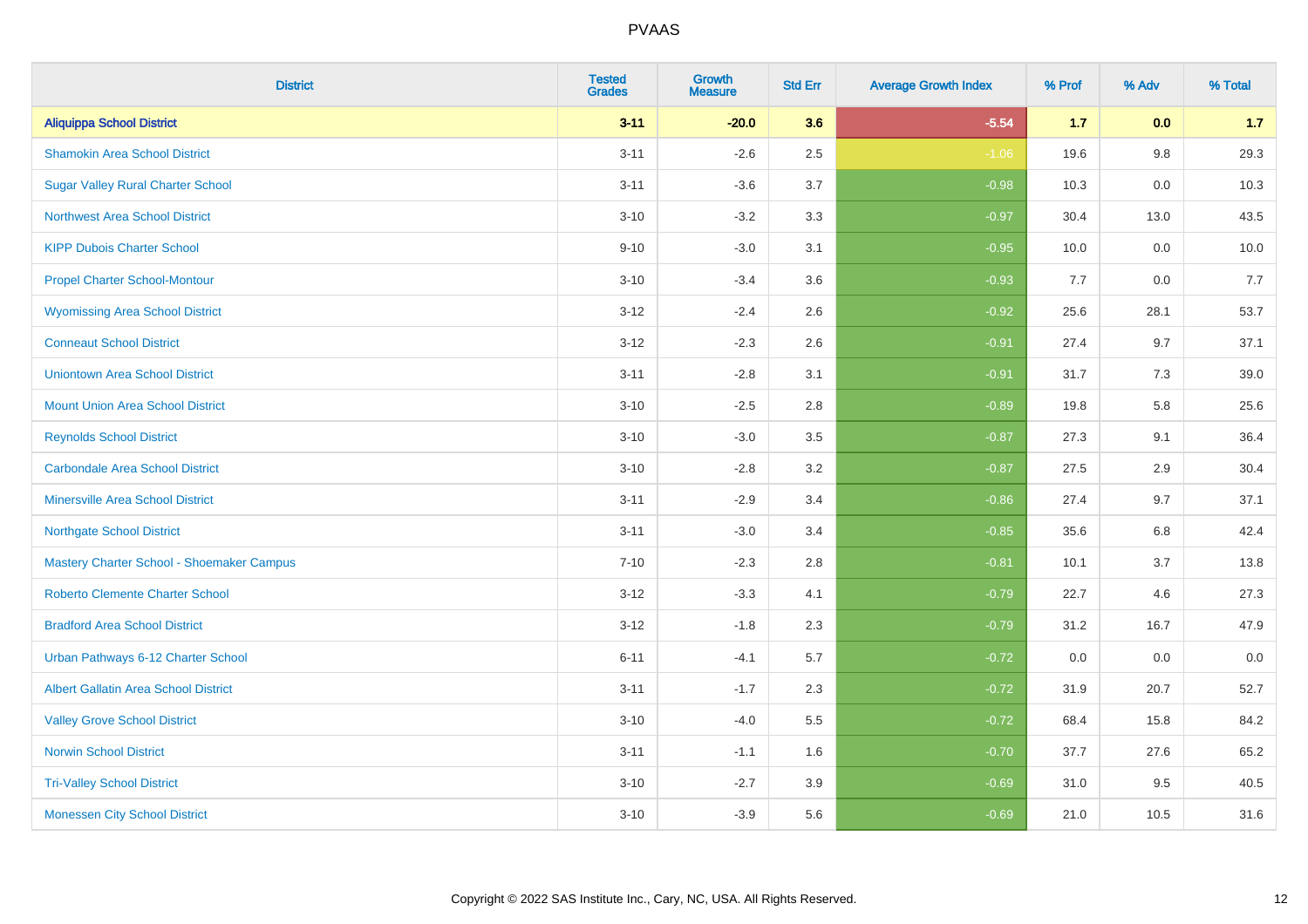# PVAAS

| District | Tested Grades | Growth Measure | Std Err | Average Growth Index | % Prof | % Adv | % Total |
|---|---|---|---|---|---|---|---|
| **Aliquippa School District** | **3-11** | **-20.0** | **3.6** | **-5.54** | **1.7** | **0.0** | **1.7** |
| Shamokin Area School District | 3-11 | -2.6 | 2.5 | -1.06 | 19.6 | 9.8 | 29.3 |
| Sugar Valley Rural Charter School | 3-11 | -3.6 | 3.7 | -0.98 | 10.3 | 0.0 | 10.3 |
| Northwest Area School District | 3-10 | -3.2 | 3.3 | -0.97 | 30.4 | 13.0 | 43.5 |
| KIPP Dubois Charter School | 9-10 | -3.0 | 3.1 | -0.95 | 10.0 | 0.0 | 10.0 |
| Propel Charter School-Montour | 3-10 | -3.4 | 3.6 | -0.93 | 7.7 | 0.0 | 7.7 |
| Wyomissing Area School District | 3-12 | -2.4 | 2.6 | -0.92 | 25.6 | 28.1 | 53.7 |
| Conneaut School District | 3-12 | -2.3 | 2.6 | -0.91 | 27.4 | 9.7 | 37.1 |
| Uniontown Area School District | 3-11 | -2.8 | 3.1 | -0.91 | 31.7 | 7.3 | 39.0 |
| Mount Union Area School District | 3-10 | -2.5 | 2.8 | -0.89 | 19.8 | 5.8 | 25.6 |
| Reynolds School District | 3-10 | -3.0 | 3.5 | -0.87 | 27.3 | 9.1 | 36.4 |
| Carbondale Area School District | 3-10 | -2.8 | 3.2 | -0.87 | 27.5 | 2.9 | 30.4 |
| Minersville Area School District | 3-11 | -2.9 | 3.4 | -0.86 | 27.4 | 9.7 | 37.1 |
| Northgate School District | 3-11 | -3.0 | 3.4 | -0.85 | 35.6 | 6.8 | 42.4 |
| Mastery Charter School - Shoemaker Campus | 7-10 | -2.3 | 2.8 | -0.81 | 10.1 | 3.7 | 13.8 |
| Roberto Clemente Charter School | 3-12 | -3.3 | 4.1 | -0.79 | 22.7 | 4.6 | 27.3 |
| Bradford Area School District | 3-12 | -1.8 | 2.3 | -0.79 | 31.2 | 16.7 | 47.9 |
| Urban Pathways 6-12 Charter School | 6-11 | -4.1 | 5.7 | -0.72 | 0.0 | 0.0 | 0.0 |
| Albert Gallatin Area School District | 3-11 | -1.7 | 2.3 | -0.72 | 31.9 | 20.7 | 52.7 |
| Valley Grove School District | 3-10 | -4.0 | 5.5 | -0.72 | 68.4 | 15.8 | 84.2 |
| Norwin School District | 3-11 | -1.1 | 1.6 | -0.70 | 37.7 | 27.6 | 65.2 |
| Tri-Valley School District | 3-10 | -2.7 | 3.9 | -0.69 | 31.0 | 9.5 | 40.5 |
| Monessen City School District | 3-10 | -3.9 | 5.6 | -0.69 | 21.0 | 10.5 | 31.6 |

Copyright © 2022 SAS Institute Inc., Cary, NC, USA. All Rights Reserved.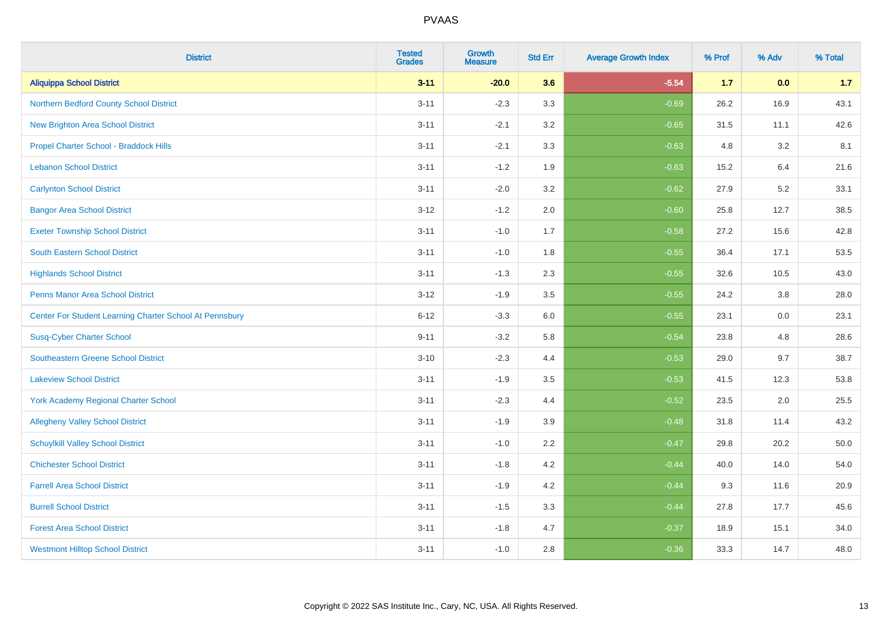# PVAAS

| District | Tested Grades | Growth Measure | Std Err | Average Growth Index | % Prof | % Adv | % Total |
|---|---|---|---|---|---|---|---|
| **Aliquippa School District** | **3-11** | **-20.0** | **3.6** | **-5.54** | **1.7** | **0.0** | **1.7** |
| Northern Bedford County School District | 3-11 | -2.3 | 3.3 | -0.69 | 26.2 | 16.9 | 43.1 |
| New Brighton Area School District | 3-11 | -2.1 | 3.2 | -0.65 | 31.5 | 11.1 | 42.6 |
| Propel Charter School - Braddock Hills | 3-11 | -2.1 | 3.3 | -0.63 | 4.8 | 3.2 | 8.1 |
| Lebanon School District | 3-11 | -1.2 | 1.9 | -0.63 | 15.2 | 6.4 | 21.6 |
| Carlynton School District | 3-11 | -2.0 | 3.2 | -0.62 | 27.9 | 5.2 | 33.1 |
| Bangor Area School District | 3-12 | -1.2 | 2.0 | -0.60 | 25.8 | 12.7 | 38.5 |
| Exeter Township School District | 3-11 | -1.0 | 1.7 | -0.58 | 27.2 | 15.6 | 42.8 |
| South Eastern School District | 3-11 | -1.0 | 1.8 | -0.55 | 36.4 | 17.1 | 53.5 |
| Highlands School District | 3-11 | -1.3 | 2.3 | -0.55 | 32.6 | 10.5 | 43.0 |
| Penns Manor Area School District | 3-12 | -1.9 | 3.5 | -0.55 | 24.2 | 3.8 | 28.0 |
| Center For Student Learning Charter School At Pennsbury | 6-12 | -3.3 | 6.0 | -0.55 | 23.1 | 0.0 | 23.1 |
| Susq-Cyber Charter School | 9-11 | -3.2 | 5.8 | -0.54 | 23.8 | 4.8 | 28.6 |
| Southeastern Greene School District | 3-10 | -2.3 | 4.4 | -0.53 | 29.0 | 9.7 | 38.7 |
| Lakeview School District | 3-11 | -1.9 | 3.5 | -0.53 | 41.5 | 12.3 | 53.8 |
| York Academy Regional Charter School | 3-11 | -2.3 | 4.4 | -0.52 | 23.5 | 2.0 | 25.5 |
| Allegheny Valley School District | 3-11 | -1.9 | 3.9 | -0.48 | 31.8 | 11.4 | 43.2 |
| Schuylkill Valley School District | 3-11 | -1.0 | 2.2 | -0.47 | 29.8 | 20.2 | 50.0 |
| Chichester School District | 3-11 | -1.8 | 4.2 | -0.44 | 40.0 | 14.0 | 54.0 |
| Farrell Area School District | 3-11 | -1.9 | 4.2 | -0.44 | 9.3 | 11.6 | 20.9 |
| Burrell School District | 3-11 | -1.5 | 3.3 | -0.44 | 27.8 | 17.7 | 45.6 |
| Forest Area School District | 3-11 | -1.8 | 4.7 | -0.37 | 18.9 | 15.1 | 34.0 |
| Westmont Hilltop School District | 3-11 | -1.0 | 2.8 | -0.36 | 33.3 | 14.7 | 48.0 |

Copyright © 2022 SAS Institute Inc., Cary, NC, USA. All Rights Reserved.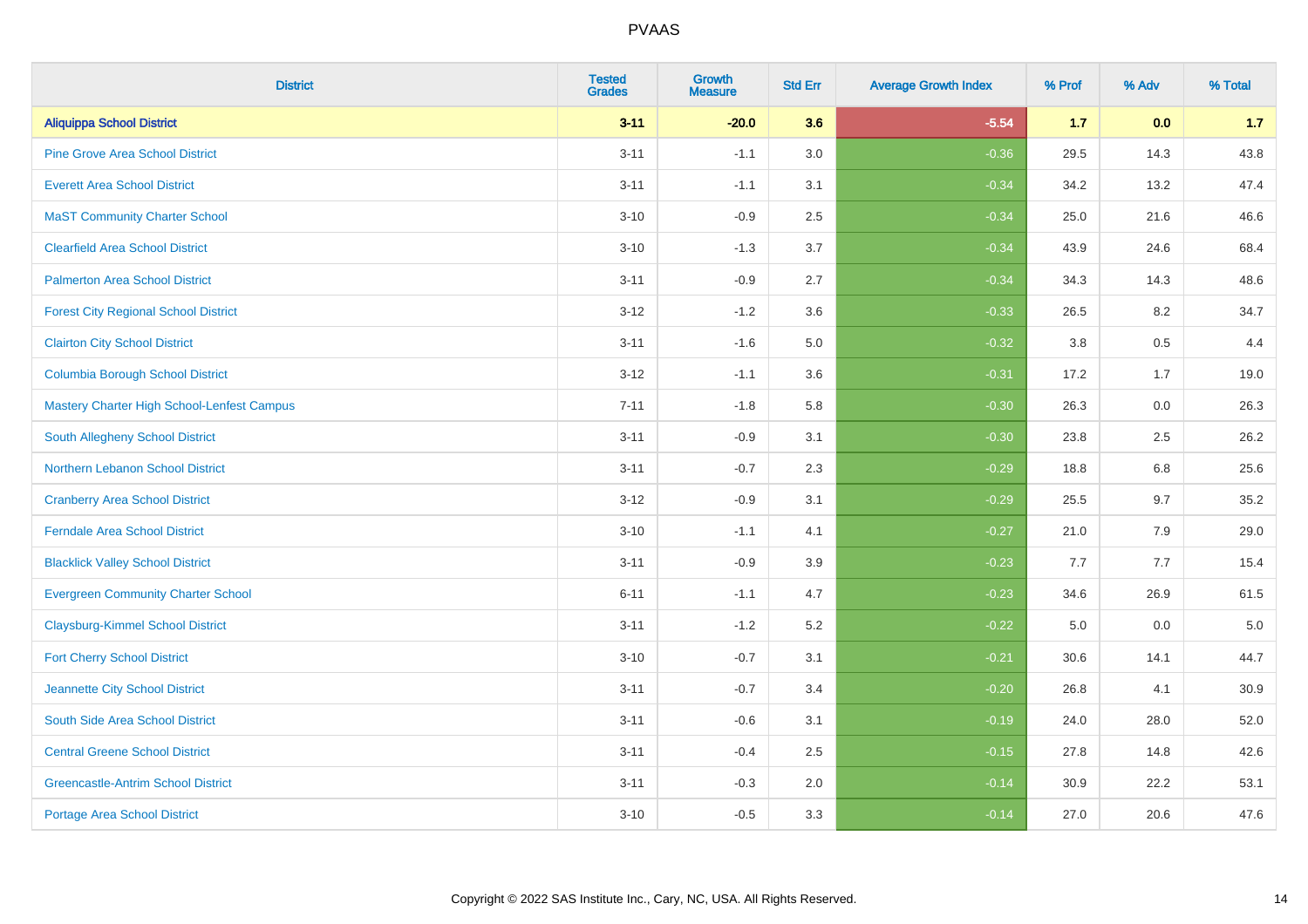| District | Tested Grades | Growth Measure | Std Err | Average Growth Index | % Prof | % Adv | % Total |
|---|---|---|---|---|---|---|---|
| **Aliquippa School District** | **3-11** | **-20.0** | **3.6** | **-5.54** | **1.7** | **0.0** | **1.7** |
| Pine Grove Area School District | 3-11 | -1.1 | 3.0 | -0.36 | 29.5 | 14.3 | 43.8 |
| Everett Area School District | 3-11 | -1.1 | 3.1 | -0.34 | 34.2 | 13.2 | 47.4 |
| MaST Community Charter School | 3-10 | -0.9 | 2.5 | -0.34 | 25.0 | 21.6 | 46.6 |
| Clearfield Area School District | 3-10 | -1.3 | 3.7 | -0.34 | 43.9 | 24.6 | 68.4 |
| Palmerton Area School District | 3-11 | -0.9 | 2.7 | -0.34 | 34.3 | 14.3 | 48.6 |
| Forest City Regional School District | 3-12 | -1.2 | 3.6 | -0.33 | 26.5 | 8.2 | 34.7 |
| Clairton City School District | 3-11 | -1.6 | 5.0 | -0.32 | 3.8 | 0.5 | 4.4 |
| Columbia Borough School District | 3-12 | -1.1 | 3.6 | -0.31 | 17.2 | 1.7 | 19.0 |
| Mastery Charter High School-Lenfest Campus | 7-11 | -1.8 | 5.8 | -0.30 | 26.3 | 0.0 | 26.3 |
| South Allegheny School District | 3-11 | -0.9 | 3.1 | -0.30 | 23.8 | 2.5 | 26.2 |
| Northern Lebanon School District | 3-11 | -0.7 | 2.3 | -0.29 | 18.8 | 6.8 | 25.6 |
| Cranberry Area School District | 3-12 | -0.9 | 3.1 | -0.29 | 25.5 | 9.7 | 35.2 |
| Ferndale Area School District | 3-10 | -1.1 | 4.1 | -0.27 | 21.0 | 7.9 | 29.0 |
| Blacklick Valley School District | 3-11 | -0.9 | 3.9 | -0.23 | 7.7 | 7.7 | 15.4 |
| Evergreen Community Charter School | 6-11 | -1.1 | 4.7 | -0.23 | 34.6 | 26.9 | 61.5 |
| Claysburg-Kimmel School District | 3-11 | -1.2 | 5.2 | -0.22 | 5.0 | 0.0 | 5.0 |
| Fort Cherry School District | 3-10 | -0.7 | 3.1 | -0.21 | 30.6 | 14.1 | 44.7 |
| Jeannette City School District | 3-11 | -0.7 | 3.4 | -0.20 | 26.8 | 4.1 | 30.9 |
| South Side Area School District | 3-11 | -0.6 | 3.1 | -0.19 | 24.0 | 28.0 | 52.0 |
| Central Greene School District | 3-11 | -0.4 | 2.5 | -0.15 | 27.8 | 14.8 | 42.6 |
| Greencastle-Antrim School District | 3-11 | -0.3 | 2.0 | -0.14 | 30.9 | 22.2 | 53.1 |
| Portage Area School District | 3-10 | -0.5 | 3.3 | -0.14 | 27.0 | 20.6 | 47.6 |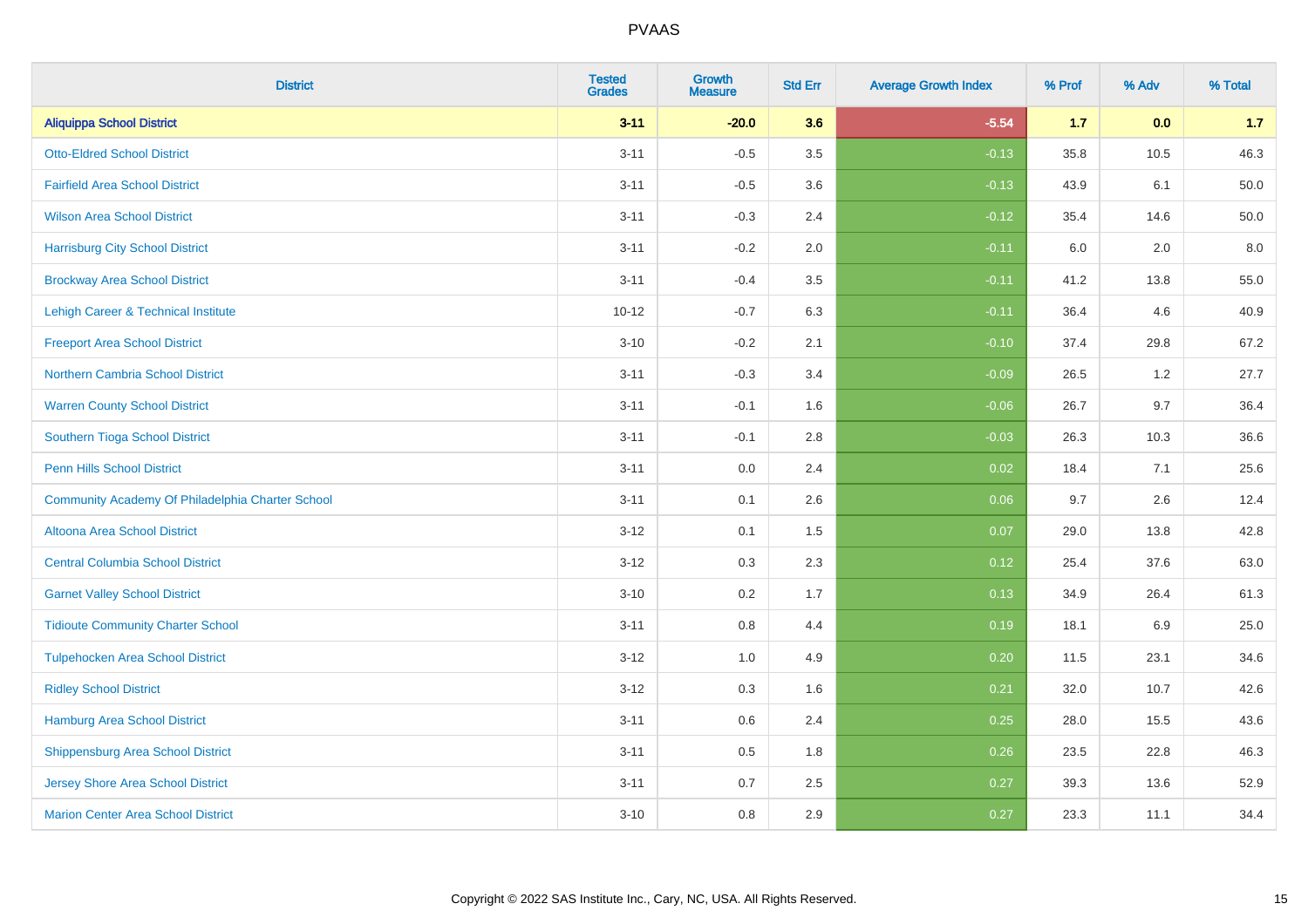# PVAAS

| District | Tested Grades | Growth Measure | Std Err | Average Growth Index | % Prof | % Adv | % Total |
|---|---|---|---|---|---|---|---|
| **Aliquippa School District** | **3-11** | **-20.0** | **3.6** | **-5.54** | **1.7** | **0.0** | **1.7** |
| Otto-Eldred School District | 3-11 | -0.5 | 3.5 | -0.13 | 35.8 | 10.5 | 46.3 |
| Fairfield Area School District | 3-11 | -0.5 | 3.6 | -0.13 | 43.9 | 6.1 | 50.0 |
| Wilson Area School District | 3-11 | -0.3 | 2.4 | -0.12 | 35.4 | 14.6 | 50.0 |
| Harrisburg City School District | 3-11 | -0.2 | 2.0 | -0.11 | 6.0 | 2.0 | 8.0 |
| Brockway Area School District | 3-11 | -0.4 | 3.5 | -0.11 | 41.2 | 13.8 | 55.0 |
| Lehigh Career & Technical Institute | 10-12 | -0.7 | 6.3 | -0.11 | 36.4 | 4.6 | 40.9 |
| Freeport Area School District | 3-10 | -0.2 | 2.1 | -0.10 | 37.4 | 29.8 | 67.2 |
| Northern Cambria School District | 3-11 | -0.3 | 3.4 | -0.09 | 26.5 | 1.2 | 27.7 |
| Warren County School District | 3-11 | -0.1 | 1.6 | -0.06 | 26.7 | 9.7 | 36.4 |
| Southern Tioga School District | 3-11 | -0.1 | 2.8 | -0.03 | 26.3 | 10.3 | 36.6 |
| Penn Hills School District | 3-11 | 0.0 | 2.4 | 0.02 | 18.4 | 7.1 | 25.6 |
| Community Academy Of Philadelphia Charter School | 3-11 | 0.1 | 2.6 | 0.06 | 9.7 | 2.6 | 12.4 |
| Altoona Area School District | 3-12 | 0.1 | 1.5 | 0.07 | 29.0 | 13.8 | 42.8 |
| Central Columbia School District | 3-12 | 0.3 | 2.3 | 0.12 | 25.4 | 37.6 | 63.0 |
| Garnet Valley School District | 3-10 | 0.2 | 1.7 | 0.13 | 34.9 | 26.4 | 61.3 |
| Tidioute Community Charter School | 3-11 | 0.8 | 4.4 | 0.19 | 18.1 | 6.9 | 25.0 |
| Tulpehocken Area School District | 3-12 | 1.0 | 4.9 | 0.20 | 11.5 | 23.1 | 34.6 |
| Ridley School District | 3-12 | 0.3 | 1.6 | 0.21 | 32.0 | 10.7 | 42.6 |
| Hamburg Area School District | 3-11 | 0.6 | 2.4 | 0.25 | 28.0 | 15.5 | 43.6 |
| Shippensburg Area School District | 3-11 | 0.5 | 1.8 | 0.26 | 23.5 | 22.8 | 46.3 |
| Jersey Shore Area School District | 3-11 | 0.7 | 2.5 | 0.27 | 39.3 | 13.6 | 52.9 |
| Marion Center Area School District | 3-10 | 0.8 | 2.9 | 0.27 | 23.3 | 11.1 | 34.4 |

Copyright © 2022 SAS Institute Inc., Cary, NC, USA. All Rights Reserved.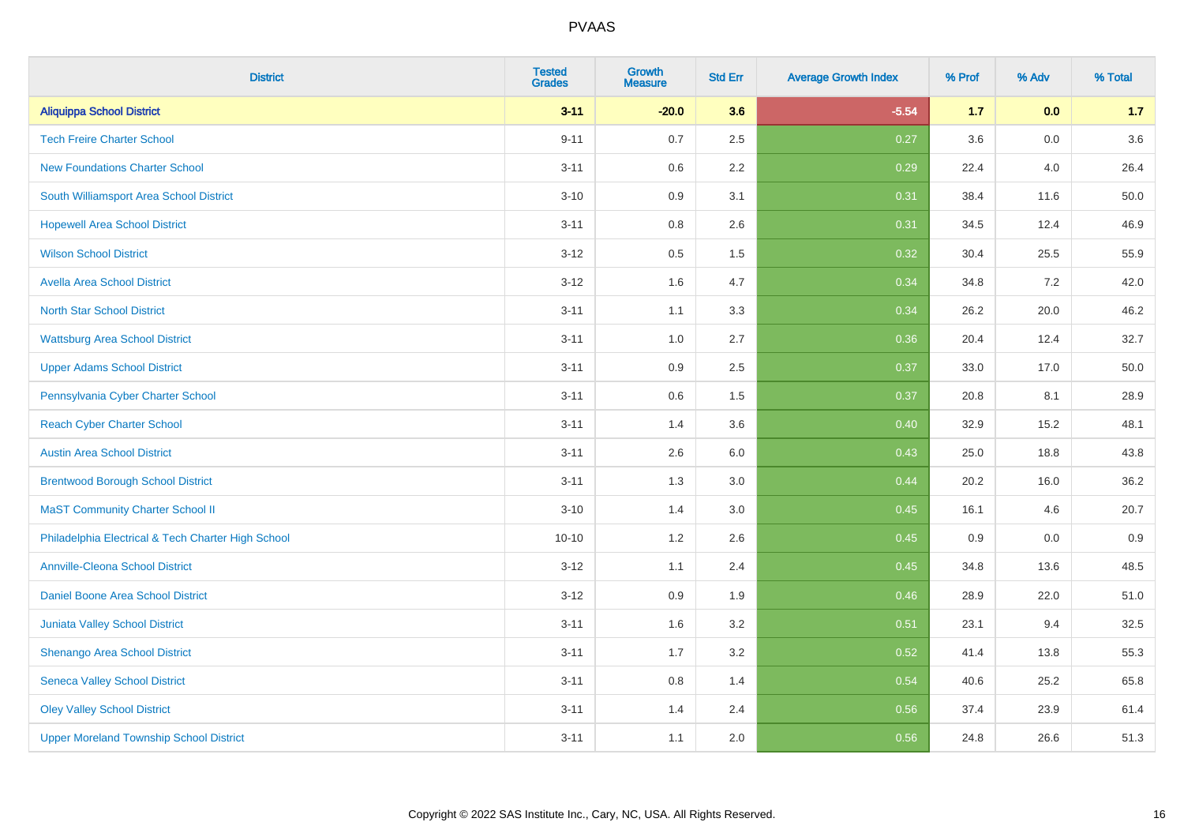# PVAAS

| District | Tested Grades | Growth Measure | Std Err | Average Growth Index | % Prof | % Adv | % Total |
|---|---|---|---|---|---|---|---|
| **Aliquippa School District** | **3-11** | **-20.0** | **3.6** | **-5.54** | **1.7** | **0.0** | **1.7** |
| Tech Freire Charter School | 9-11 | 0.7 | 2.5 | 0.27 | 3.6 | 0.0 | 3.6 |
| New Foundations Charter School | 3-11 | 0.6 | 2.2 | 0.29 | 22.4 | 4.0 | 26.4 |
| South Williamsport Area School District | 3-10 | 0.9 | 3.1 | 0.31 | 38.4 | 11.6 | 50.0 |
| Hopewell Area School District | 3-11 | 0.8 | 2.6 | 0.31 | 34.5 | 12.4 | 46.9 |
| Wilson School District | 3-12 | 0.5 | 1.5 | 0.32 | 30.4 | 25.5 | 55.9 |
| Avella Area School District | 3-12 | 1.6 | 4.7 | 0.34 | 34.8 | 7.2 | 42.0 |
| North Star School District | 3-11 | 1.1 | 3.3 | 0.34 | 26.2 | 20.0 | 46.2 |
| Wattsburg Area School District | 3-11 | 1.0 | 2.7 | 0.36 | 20.4 | 12.4 | 32.7 |
| Upper Adams School District | 3-11 | 0.9 | 2.5 | 0.37 | 33.0 | 17.0 | 50.0 |
| Pennsylvania Cyber Charter School | 3-11 | 0.6 | 1.5 | 0.37 | 20.8 | 8.1 | 28.9 |
| Reach Cyber Charter School | 3-11 | 1.4 | 3.6 | 0.40 | 32.9 | 15.2 | 48.1 |
| Austin Area School District | 3-11 | 2.6 | 6.0 | 0.43 | 25.0 | 18.8 | 43.8 |
| Brentwood Borough School District | 3-11 | 1.3 | 3.0 | 0.44 | 20.2 | 16.0 | 36.2 |
| MaST Community Charter School II | 3-10 | 1.4 | 3.0 | 0.45 | 16.1 | 4.6 | 20.7 |
| Philadelphia Electrical & Tech Charter High School | 10-10 | 1.2 | 2.6 | 0.45 | 0.9 | 0.0 | 0.9 |
| Annville-Cleona School District | 3-12 | 1.1 | 2.4 | 0.45 | 34.8 | 13.6 | 48.5 |
| Daniel Boone Area School District | 3-12 | 0.9 | 1.9 | 0.46 | 28.9 | 22.0 | 51.0 |
| Juniata Valley School District | 3-11 | 1.6 | 3.2 | 0.51 | 23.1 | 9.4 | 32.5 |
| Shenango Area School District | 3-11 | 1.7 | 3.2 | 0.52 | 41.4 | 13.8 | 55.3 |
| Seneca Valley School District | 3-11 | 0.8 | 1.4 | 0.54 | 40.6 | 25.2 | 65.8 |
| Oley Valley School District | 3-11 | 1.4 | 2.4 | 0.56 | 37.4 | 23.9 | 61.4 |
| Upper Moreland Township School District | 3-11 | 1.1 | 2.0 | 0.56 | 24.8 | 26.6 | 51.3 |

Copyright © 2022 SAS Institute Inc., Cary, NC, USA. All Rights Reserved.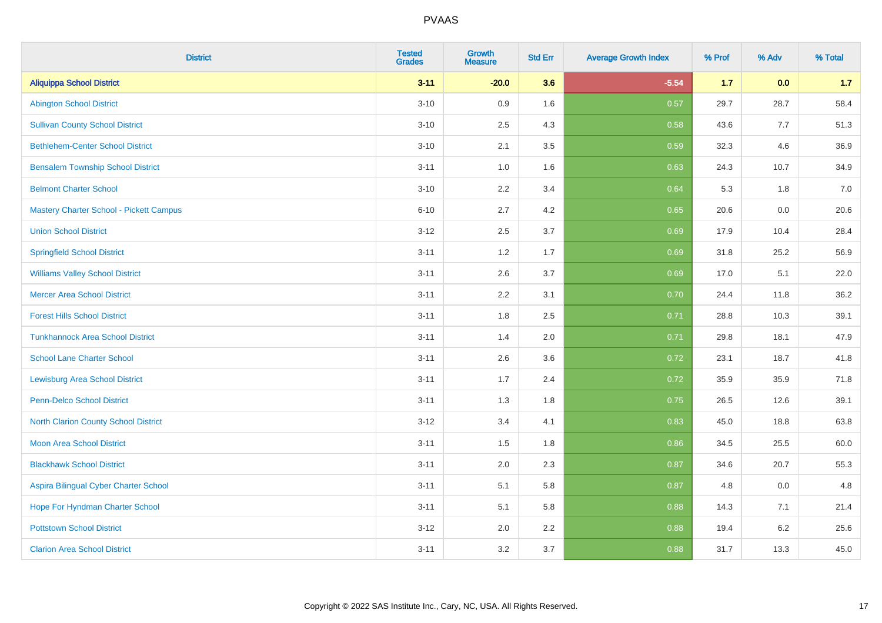| District | Tested Grades | Growth Measure | Std Err | Average Growth Index | % Prof | % Adv | % Total |
|---|---|---|---|---|---|---|---|
| **Aliquippa School District** | **3-11** | **-20.0** | **3.6** | **-5.54** | **1.7** | **0.0** | **1.7** |
| Abington School District | 3-10 | 0.9 | 1.6 | 0.57 | 29.7 | 28.7 | 58.4 |
| Sullivan County School District | 3-10 | 2.5 | 4.3 | 0.58 | 43.6 | 7.7 | 51.3 |
| Bethlehem-Center School District | 3-10 | 2.1 | 3.5 | 0.59 | 32.3 | 4.6 | 36.9 |
| Bensalem Township School District | 3-11 | 1.0 | 1.6 | 0.63 | 24.3 | 10.7 | 34.9 |
| Belmont Charter School | 3-10 | 2.2 | 3.4 | 0.64 | 5.3 | 1.8 | 7.0 |
| Mastery Charter School - Pickett Campus | 6-10 | 2.7 | 4.2 | 0.65 | 20.6 | 0.0 | 20.6 |
| Union School District | 3-12 | 2.5 | 3.7 | 0.69 | 17.9 | 10.4 | 28.4 |
| Springfield School District | 3-11 | 1.2 | 1.7 | 0.69 | 31.8 | 25.2 | 56.9 |
| Williams Valley School District | 3-11 | 2.6 | 3.7 | 0.69 | 17.0 | 5.1 | 22.0 |
| Mercer Area School District | 3-11 | 2.2 | 3.1 | 0.70 | 24.4 | 11.8 | 36.2 |
| Forest Hills School District | 3-11 | 1.8 | 2.5 | 0.71 | 28.8 | 10.3 | 39.1 |
| Tunkhannock Area School District | 3-11 | 1.4 | 2.0 | 0.71 | 29.8 | 18.1 | 47.9 |
| School Lane Charter School | 3-11 | 2.6 | 3.6 | 0.72 | 23.1 | 18.7 | 41.8 |
| Lewisburg Area School District | 3-11 | 1.7 | 2.4 | 0.72 | 35.9 | 35.9 | 71.8 |
| Penn-Delco School District | 3-11 | 1.3 | 1.8 | 0.75 | 26.5 | 12.6 | 39.1 |
| North Clarion County School District | 3-12 | 3.4 | 4.1 | 0.83 | 45.0 | 18.8 | 63.8 |
| Moon Area School District | 3-11 | 1.5 | 1.8 | 0.86 | 34.5 | 25.5 | 60.0 |
| Blackhawk School District | 3-11 | 2.0 | 2.3 | 0.87 | 34.6 | 20.7 | 55.3 |
| Aspira Bilingual Cyber Charter School | 3-11 | 5.1 | 5.8 | 0.87 | 4.8 | 0.0 | 4.8 |
| Hope For Hyndman Charter School | 3-11 | 5.1 | 5.8 | 0.88 | 14.3 | 7.1 | 21.4 |
| Pottstown School District | 3-12 | 2.0 | 2.2 | 0.88 | 19.4 | 6.2 | 25.6 |
| Clarion Area School District | 3-11 | 3.2 | 3.7 | 0.88 | 31.7 | 13.3 | 45.0 |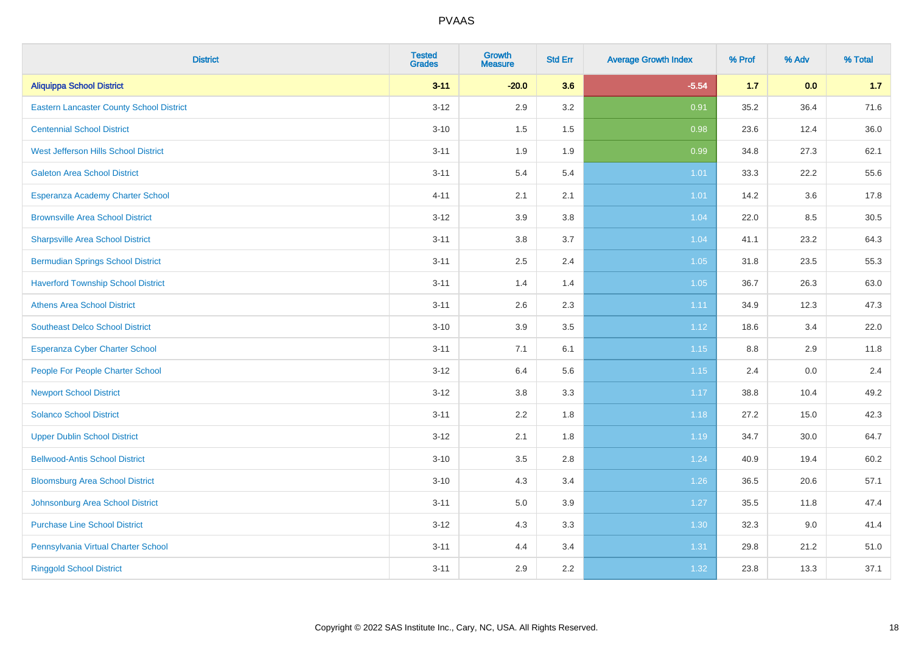| District | Tested Grades | Growth Measure | Std Err | Average Growth Index | % Prof | % Adv | % Total |
|---|---|---|---|---|---|---|---|
| **Aliquippa School District** | **3-11** | **-20.0** | **3.6** | **-5.54** | **1.7** | **0.0** | **1.7** |
| Eastern Lancaster County School District | 3-12 | 2.9 | 3.2 | 0.91 | 35.2 | 36.4 | 71.6 |
| Centennial School District | 3-10 | 1.5 | 1.5 | 0.98 | 23.6 | 12.4 | 36.0 |
| West Jefferson Hills School District | 3-11 | 1.9 | 1.9 | 0.99 | 34.8 | 27.3 | 62.1 |
| Galeton Area School District | 3-11 | 5.4 | 5.4 | 1.01 | 33.3 | 22.2 | 55.6 |
| Esperanza Academy Charter School | 4-11 | 2.1 | 2.1 | 1.01 | 14.2 | 3.6 | 17.8 |
| Brownsville Area School District | 3-12 | 3.9 | 3.8 | 1.04 | 22.0 | 8.5 | 30.5 |
| Sharpsville Area School District | 3-11 | 3.8 | 3.7 | 1.04 | 41.1 | 23.2 | 64.3 |
| Bermudian Springs School District | 3-11 | 2.5 | 2.4 | 1.05 | 31.8 | 23.5 | 55.3 |
| Haverford Township School District | 3-11 | 1.4 | 1.4 | 1.05 | 36.7 | 26.3 | 63.0 |
| Athens Area School District | 3-11 | 2.6 | 2.3 | 1.11 | 34.9 | 12.3 | 47.3 |
| Southeast Delco School District | 3-10 | 3.9 | 3.5 | 1.12 | 18.6 | 3.4 | 22.0 |
| Esperanza Cyber Charter School | 3-11 | 7.1 | 6.1 | 1.15 | 8.8 | 2.9 | 11.8 |
| People For People Charter School | 3-12 | 6.4 | 5.6 | 1.15 | 2.4 | 0.0 | 2.4 |
| Newport School District | 3-12 | 3.8 | 3.3 | 1.17 | 38.8 | 10.4 | 49.2 |
| Solanco School District | 3-11 | 2.2 | 1.8 | 1.18 | 27.2 | 15.0 | 42.3 |
| Upper Dublin School District | 3-12 | 2.1 | 1.8 | 1.19 | 34.7 | 30.0 | 64.7 |
| Bellwood-Antis School District | 3-10 | 3.5 | 2.8 | 1.24 | 40.9 | 19.4 | 60.2 |
| Bloomsburg Area School District | 3-10 | 4.3 | 3.4 | 1.26 | 36.5 | 20.6 | 57.1 |
| Johnsonburg Area School District | 3-11 | 5.0 | 3.9 | 1.27 | 35.5 | 11.8 | 47.4 |
| Purchase Line School District | 3-12 | 4.3 | 3.3 | 1.30 | 32.3 | 9.0 | 41.4 |
| Pennsylvania Virtual Charter School | 3-11 | 4.4 | 3.4 | 1.31 | 29.8 | 21.2 | 51.0 |
| Ringgold School District | 3-11 | 2.9 | 2.2 | 1.32 | 23.8 | 13.3 | 37.1 |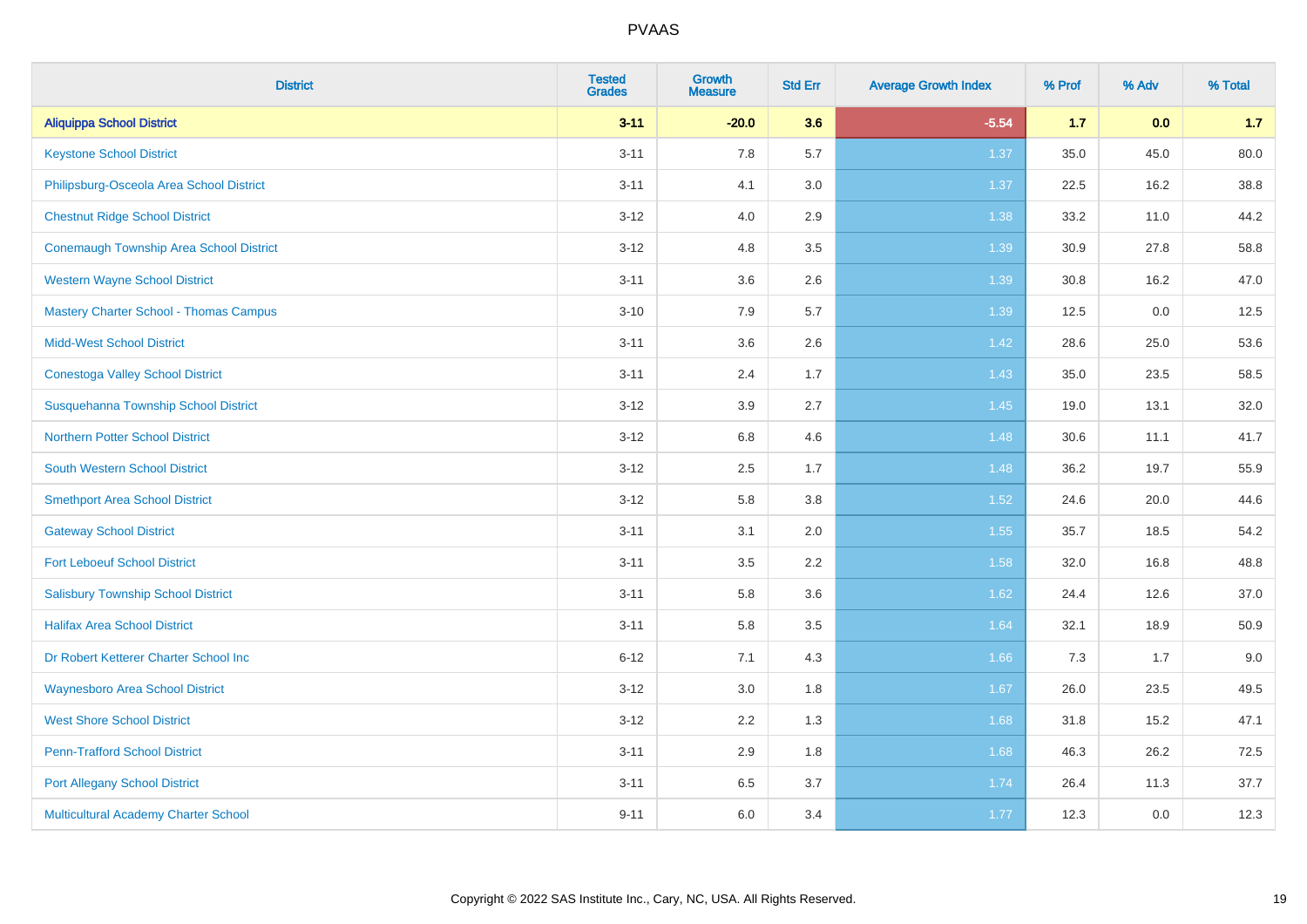| District | Tested Grades | Growth Measure | Std Err | Average Growth Index | % Prof | % Adv | % Total |
|---|---|---|---|---|---|---|---|
| **Aliquippa School District** | **3-11** | **-20.0** | **3.6** | **-5.54** | **1.7** | **0.0** | **1.7** |
| Keystone School District | 3-11 | 7.8 | 5.7 | 1.37 | 35.0 | 45.0 | 80.0 |
| Philipsburg-Osceola Area School District | 3-11 | 4.1 | 3.0 | 1.37 | 22.5 | 16.2 | 38.8 |
| Chestnut Ridge School District | 3-12 | 4.0 | 2.9 | 1.38 | 33.2 | 11.0 | 44.2 |
| Conemaugh Township Area School District | 3-12 | 4.8 | 3.5 | 1.39 | 30.9 | 27.8 | 58.8 |
| Western Wayne School District | 3-11 | 3.6 | 2.6 | 1.39 | 30.8 | 16.2 | 47.0 |
| Mastery Charter School - Thomas Campus | 3-10 | 7.9 | 5.7 | 1.39 | 12.5 | 0.0 | 12.5 |
| Midd-West School District | 3-11 | 3.6 | 2.6 | 1.42 | 28.6 | 25.0 | 53.6 |
| Conestoga Valley School District | 3-11 | 2.4 | 1.7 | 1.43 | 35.0 | 23.5 | 58.5 |
| Susquehanna Township School District | 3-12 | 3.9 | 2.7 | 1.45 | 19.0 | 13.1 | 32.0 |
| Northern Potter School District | 3-12 | 6.8 | 4.6 | 1.48 | 30.6 | 11.1 | 41.7 |
| South Western School District | 3-12 | 2.5 | 1.7 | 1.48 | 36.2 | 19.7 | 55.9 |
| Smethport Area School District | 3-12 | 5.8 | 3.8 | 1.52 | 24.6 | 20.0 | 44.6 |
| Gateway School District | 3-11 | 3.1 | 2.0 | 1.55 | 35.7 | 18.5 | 54.2 |
| Fort Leboeuf School District | 3-11 | 3.5 | 2.2 | 1.58 | 32.0 | 16.8 | 48.8 |
| Salisbury Township School District | 3-11 | 5.8 | 3.6 | 1.62 | 24.4 | 12.6 | 37.0 |
| Halifax Area School District | 3-11 | 5.8 | 3.5 | 1.64 | 32.1 | 18.9 | 50.9 |
| Dr Robert Ketterer Charter School Inc | 6-12 | 7.1 | 4.3 | 1.66 | 7.3 | 1.7 | 9.0 |
| Waynesboro Area School District | 3-12 | 3.0 | 1.8 | 1.67 | 26.0 | 23.5 | 49.5 |
| West Shore School District | 3-12 | 2.2 | 1.3 | 1.68 | 31.8 | 15.2 | 47.1 |
| Penn-Trafford School District | 3-11 | 2.9 | 1.8 | 1.68 | 46.3 | 26.2 | 72.5 |
| Port Allegany School District | 3-11 | 6.5 | 3.7 | 1.74 | 26.4 | 11.3 | 37.7 |
| Multicultural Academy Charter School | 9-11 | 6.0 | 3.4 | 1.77 | 12.3 | 0.0 | 12.3 |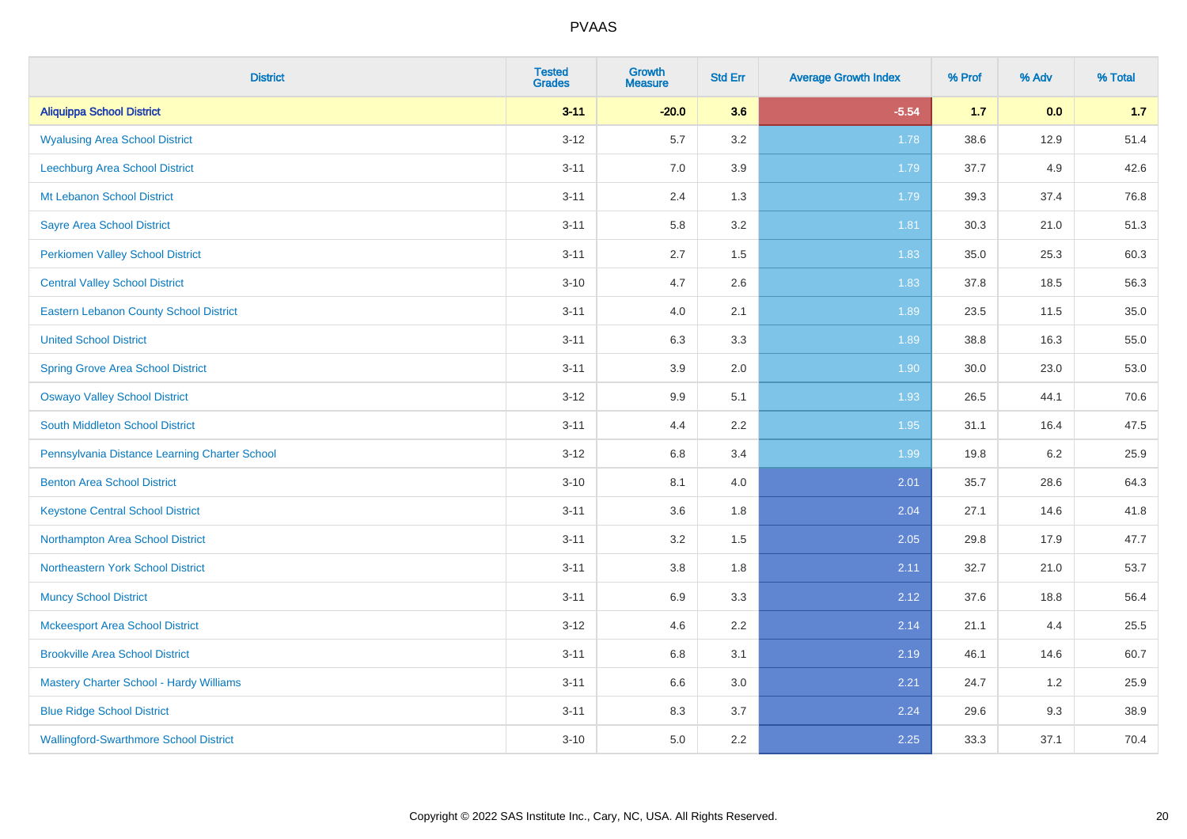# PVAAS

| District | Tested Grades | Growth Measure | Std Err | Average Growth Index | % Prof | % Adv | % Total |
|---|---|---|---|---|---|---|---|
| **Aliquippa School District** | **3-11** | **-20.0** | **3.6** | **-5.54** | **1.7** | **0.0** | **1.7** |
| Wyalusing Area School District | 3-12 | 5.7 | 3.2 | 1.78 | 38.6 | 12.9 | 51.4 |
| Leechburg Area School District | 3-11 | 7.0 | 3.9 | 1.79 | 37.7 | 4.9 | 42.6 |
| Mt Lebanon School District | 3-11 | 2.4 | 1.3 | 1.79 | 39.3 | 37.4 | 76.8 |
| Sayre Area School District | 3-11 | 5.8 | 3.2 | 1.81 | 30.3 | 21.0 | 51.3 |
| Perkiomen Valley School District | 3-11 | 2.7 | 1.5 | 1.83 | 35.0 | 25.3 | 60.3 |
| Central Valley School District | 3-10 | 4.7 | 2.6 | 1.83 | 37.8 | 18.5 | 56.3 |
| Eastern Lebanon County School District | 3-11 | 4.0 | 2.1 | 1.89 | 23.5 | 11.5 | 35.0 |
| United School District | 3-11 | 6.3 | 3.3 | 1.89 | 38.8 | 16.3 | 55.0 |
| Spring Grove Area School District | 3-11 | 3.9 | 2.0 | 1.90 | 30.0 | 23.0 | 53.0 |
| Oswayo Valley School District | 3-12 | 9.9 | 5.1 | 1.93 | 26.5 | 44.1 | 70.6 |
| South Middleton School District | 3-11 | 4.4 | 2.2 | 1.95 | 31.1 | 16.4 | 47.5 |
| Pennsylvania Distance Learning Charter School | 3-12 | 6.8 | 3.4 | 1.99 | 19.8 | 6.2 | 25.9 |
| Benton Area School District | 3-10 | 8.1 | 4.0 | 2.01 | 35.7 | 28.6 | 64.3 |
| Keystone Central School District | 3-11 | 3.6 | 1.8 | 2.04 | 27.1 | 14.6 | 41.8 |
| Northampton Area School District | 3-11 | 3.2 | 1.5 | 2.05 | 29.8 | 17.9 | 47.7 |
| Northeastern York School District | 3-11 | 3.8 | 1.8 | 2.11 | 32.7 | 21.0 | 53.7 |
| Muncy School District | 3-11 | 6.9 | 3.3 | 2.12 | 37.6 | 18.8 | 56.4 |
| Mckeesport Area School District | 3-12 | 4.6 | 2.2 | 2.14 | 21.1 | 4.4 | 25.5 |
| Brookville Area School District | 3-11 | 6.8 | 3.1 | 2.19 | 46.1 | 14.6 | 60.7 |
| Mastery Charter School - Hardy Williams | 3-11 | 6.6 | 3.0 | 2.21 | 24.7 | 1.2 | 25.9 |
| Blue Ridge School District | 3-11 | 8.3 | 3.7 | 2.24 | 29.6 | 9.3 | 38.9 |
| Wallingford-Swarthmore School District | 3-10 | 5.0 | 2.2 | 2.25 | 33.3 | 37.1 | 70.4 |

Copyright © 2022 SAS Institute Inc., Cary, NC, USA. All Rights Reserved.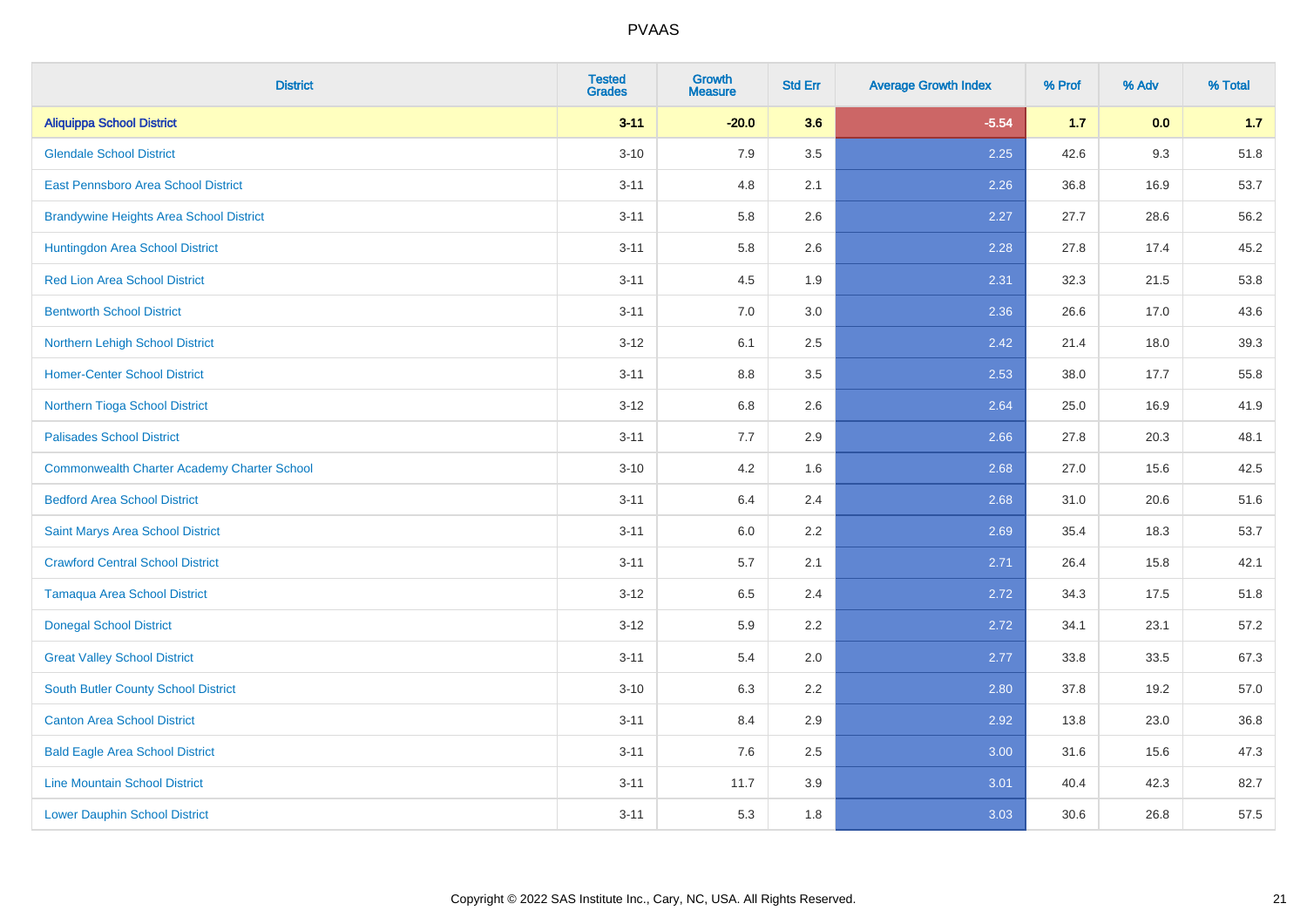PVAAS

| District | Tested Grades | Growth Measure | Std Err | Average Growth Index | % Prof | % Adv | % Total |
|---|---|---|---|---|---|---|---|
| **Aliquippa School District** | **3-11** | **-20.0** | **3.6** | **-5.54** | **1.7** | **0.0** | **1.7** |
| Glendale School District | 3-10 | 7.9 | 3.5 | 2.25 | 42.6 | 9.3 | 51.8 |
| East Pennsboro Area School District | 3-11 | 4.8 | 2.1 | 2.26 | 36.8 | 16.9 | 53.7 |
| Brandywine Heights Area School District | 3-11 | 5.8 | 2.6 | 2.27 | 27.7 | 28.6 | 56.2 |
| Huntingdon Area School District | 3-11 | 5.8 | 2.6 | 2.28 | 27.8 | 17.4 | 45.2 |
| Red Lion Area School District | 3-11 | 4.5 | 1.9 | 2.31 | 32.3 | 21.5 | 53.8 |
| Bentworth School District | 3-11 | 7.0 | 3.0 | 2.36 | 26.6 | 17.0 | 43.6 |
| Northern Lehigh School District | 3-12 | 6.1 | 2.5 | 2.42 | 21.4 | 18.0 | 39.3 |
| Homer-Center School District | 3-11 | 8.8 | 3.5 | 2.53 | 38.0 | 17.7 | 55.8 |
| Northern Tioga School District | 3-12 | 6.8 | 2.6 | 2.64 | 25.0 | 16.9 | 41.9 |
| Palisades School District | 3-11 | 7.7 | 2.9 | 2.66 | 27.8 | 20.3 | 48.1 |
| Commonwealth Charter Academy Charter School | 3-10 | 4.2 | 1.6 | 2.68 | 27.0 | 15.6 | 42.5 |
| Bedford Area School District | 3-11 | 6.4 | 2.4 | 2.68 | 31.0 | 20.6 | 51.6 |
| Saint Marys Area School District | 3-11 | 6.0 | 2.2 | 2.69 | 35.4 | 18.3 | 53.7 |
| Crawford Central School District | 3-11 | 5.7 | 2.1 | 2.71 | 26.4 | 15.8 | 42.1 |
| Tamaqua Area School District | 3-12 | 6.5 | 2.4 | 2.72 | 34.3 | 17.5 | 51.8 |
| Donegal School District | 3-12 | 5.9 | 2.2 | 2.72 | 34.1 | 23.1 | 57.2 |
| Great Valley School District | 3-11 | 5.4 | 2.0 | 2.77 | 33.8 | 33.5 | 67.3 |
| South Butler County School District | 3-10 | 6.3 | 2.2 | 2.80 | 37.8 | 19.2 | 57.0 |
| Canton Area School District | 3-11 | 8.4 | 2.9 | 2.92 | 13.8 | 23.0 | 36.8 |
| Bald Eagle Area School District | 3-11 | 7.6 | 2.5 | 3.00 | 31.6 | 15.6 | 47.3 |
| Line Mountain School District | 3-11 | 11.7 | 3.9 | 3.01 | 40.4 | 42.3 | 82.7 |
| Lower Dauphin School District | 3-11 | 5.3 | 1.8 | 3.03 | 30.6 | 26.8 | 57.5 |

Copyright © 2022 SAS Institute Inc., Cary, NC, USA. All Rights Reserved.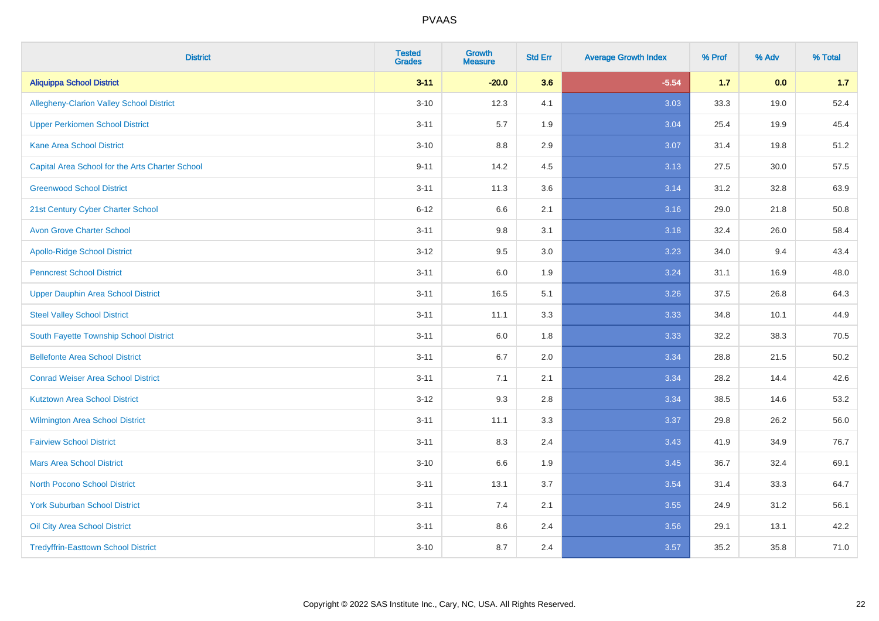# PVAAS

| District | Tested Grades | Growth Measure | Std Err | Average Growth Index | % Prof | % Adv | % Total |
|---|---|---|---|---|---|---|---|
| **Aliquippa School District** | **3-11** | **-20.0** | **3.6** | **-5.54** | **1.7** | **0.0** | **1.7** |
| Allegheny-Clarion Valley School District | 3-10 | 12.3 | 4.1 | 3.03 | 33.3 | 19.0 | 52.4 |
| Upper Perkiomen School District | 3-11 | 5.7 | 1.9 | 3.04 | 25.4 | 19.9 | 45.4 |
| Kane Area School District | 3-10 | 8.8 | 2.9 | 3.07 | 31.4 | 19.8 | 51.2 |
| Capital Area School for the Arts Charter School | 9-11 | 14.2 | 4.5 | 3.13 | 27.5 | 30.0 | 57.5 |
| Greenwood School District | 3-11 | 11.3 | 3.6 | 3.14 | 31.2 | 32.8 | 63.9 |
| 21st Century Cyber Charter School | 6-12 | 6.6 | 2.1 | 3.16 | 29.0 | 21.8 | 50.8 |
| Avon Grove Charter School | 3-11 | 9.8 | 3.1 | 3.18 | 32.4 | 26.0 | 58.4 |
| Apollo-Ridge School District | 3-12 | 9.5 | 3.0 | 3.23 | 34.0 | 9.4 | 43.4 |
| Penncrest School District | 3-11 | 6.0 | 1.9 | 3.24 | 31.1 | 16.9 | 48.0 |
| Upper Dauphin Area School District | 3-11 | 16.5 | 5.1 | 3.26 | 37.5 | 26.8 | 64.3 |
| Steel Valley School District | 3-11 | 11.1 | 3.3 | 3.33 | 34.8 | 10.1 | 44.9 |
| South Fayette Township School District | 3-11 | 6.0 | 1.8 | 3.33 | 32.2 | 38.3 | 70.5 |
| Bellefonte Area School District | 3-11 | 6.7 | 2.0 | 3.34 | 28.8 | 21.5 | 50.2 |
| Conrad Weiser Area School District | 3-11 | 7.1 | 2.1 | 3.34 | 28.2 | 14.4 | 42.6 |
| Kutztown Area School District | 3-12 | 9.3 | 2.8 | 3.34 | 38.5 | 14.6 | 53.2 |
| Wilmington Area School District | 3-11 | 11.1 | 3.3 | 3.37 | 29.8 | 26.2 | 56.0 |
| Fairview School District | 3-11 | 8.3 | 2.4 | 3.43 | 41.9 | 34.9 | 76.7 |
| Mars Area School District | 3-10 | 6.6 | 1.9 | 3.45 | 36.7 | 32.4 | 69.1 |
| North Pocono School District | 3-11 | 13.1 | 3.7 | 3.54 | 31.4 | 33.3 | 64.7 |
| York Suburban School District | 3-11 | 7.4 | 2.1 | 3.55 | 24.9 | 31.2 | 56.1 |
| Oil City Area School District | 3-11 | 8.6 | 2.4 | 3.56 | 29.1 | 13.1 | 42.2 |
| Tredyffrin-Easttown School District | 3-10 | 8.7 | 2.4 | 3.57 | 35.2 | 35.8 | 71.0 |

Copyright © 2022 SAS Institute Inc., Cary, NC, USA. All Rights Reserved.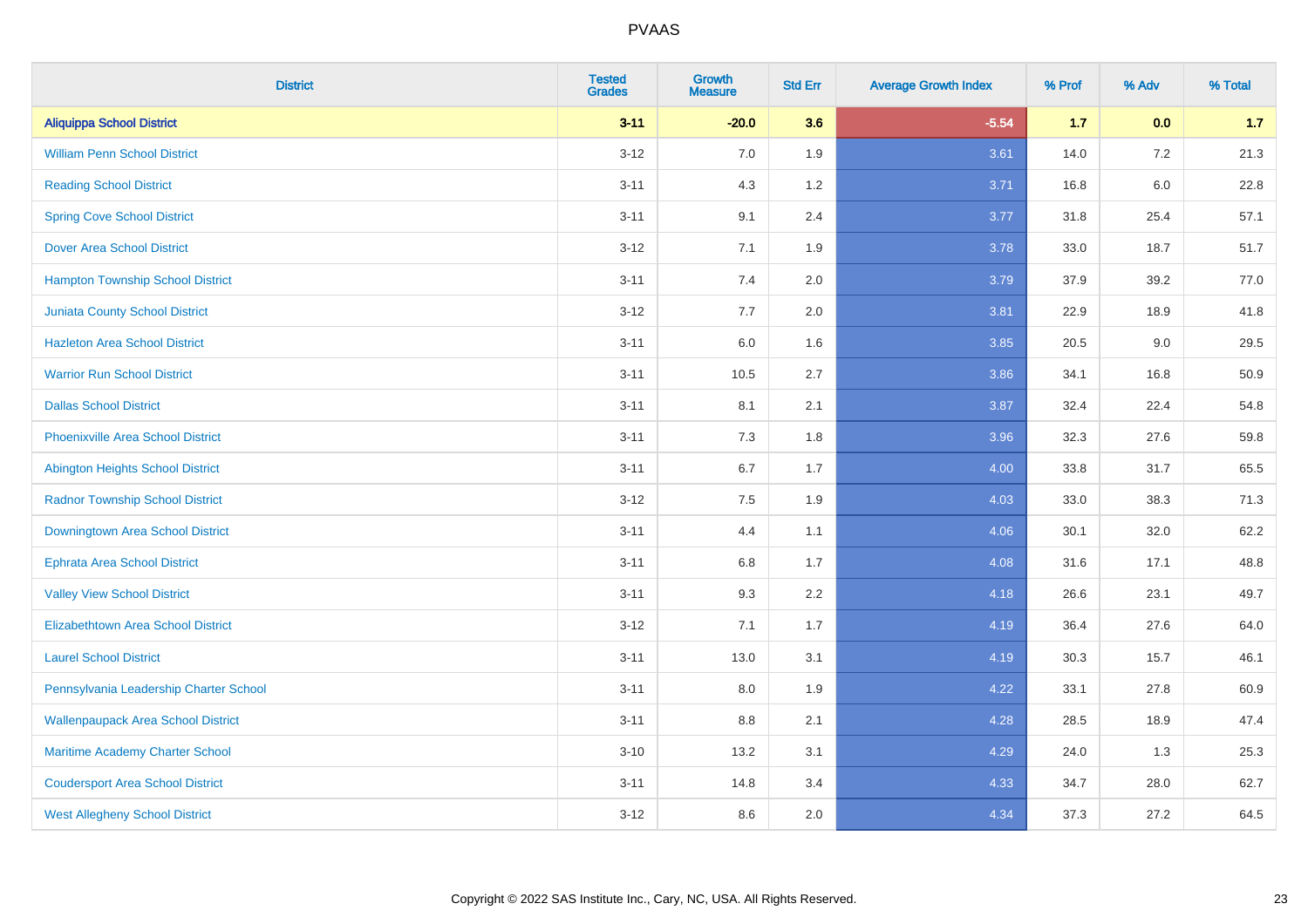# PVAAS

| District | Tested Grades | Growth Measure | Std Err | Average Growth Index | % Prof | % Adv | % Total |
|---|---|---|---|---|---|---|---|
| **Aliquippa School District** | **3-11** | **-20.0** | **3.6** | **-5.54** | **1.7** | **0.0** | **1.7** |
| William Penn School District | 3-12 | 7.0 | 1.9 | 3.61 | 14.0 | 7.2 | 21.3 |
| Reading School District | 3-11 | 4.3 | 1.2 | 3.71 | 16.8 | 6.0 | 22.8 |
| Spring Cove School District | 3-11 | 9.1 | 2.4 | 3.77 | 31.8 | 25.4 | 57.1 |
| Dover Area School District | 3-12 | 7.1 | 1.9 | 3.78 | 33.0 | 18.7 | 51.7 |
| Hampton Township School District | 3-11 | 7.4 | 2.0 | 3.79 | 37.9 | 39.2 | 77.0 |
| Juniata County School District | 3-12 | 7.7 | 2.0 | 3.81 | 22.9 | 18.9 | 41.8 |
| Hazleton Area School District | 3-11 | 6.0 | 1.6 | 3.85 | 20.5 | 9.0 | 29.5 |
| Warrior Run School District | 3-11 | 10.5 | 2.7 | 3.86 | 34.1 | 16.8 | 50.9 |
| Dallas School District | 3-11 | 8.1 | 2.1 | 3.87 | 32.4 | 22.4 | 54.8 |
| Phoenixville Area School District | 3-11 | 7.3 | 1.8 | 3.96 | 32.3 | 27.6 | 59.8 |
| Abington Heights School District | 3-11 | 6.7 | 1.7 | 4.00 | 33.8 | 31.7 | 65.5 |
| Radnor Township School District | 3-12 | 7.5 | 1.9 | 4.03 | 33.0 | 38.3 | 71.3 |
| Downingtown Area School District | 3-11 | 4.4 | 1.1 | 4.06 | 30.1 | 32.0 | 62.2 |
| Ephrata Area School District | 3-11 | 6.8 | 1.7 | 4.08 | 31.6 | 17.1 | 48.8 |
| Valley View School District | 3-11 | 9.3 | 2.2 | 4.18 | 26.6 | 23.1 | 49.7 |
| Elizabethtown Area School District | 3-12 | 7.1 | 1.7 | 4.19 | 36.4 | 27.6 | 64.0 |
| Laurel School District | 3-11 | 13.0 | 3.1 | 4.19 | 30.3 | 15.7 | 46.1 |
| Pennsylvania Leadership Charter School | 3-11 | 8.0 | 1.9 | 4.22 | 33.1 | 27.8 | 60.9 |
| Wallenpaupack Area School District | 3-11 | 8.8 | 2.1 | 4.28 | 28.5 | 18.9 | 47.4 |
| Maritime Academy Charter School | 3-10 | 13.2 | 3.1 | 4.29 | 24.0 | 1.3 | 25.3 |
| Coudersport Area School District | 3-11 | 14.8 | 3.4 | 4.33 | 34.7 | 28.0 | 62.7 |
| West Allegheny School District | 3-12 | 8.6 | 2.0 | 4.34 | 37.3 | 27.2 | 64.5 |

Copyright © 2022 SAS Institute Inc., Cary, NC, USA. All Rights Reserved.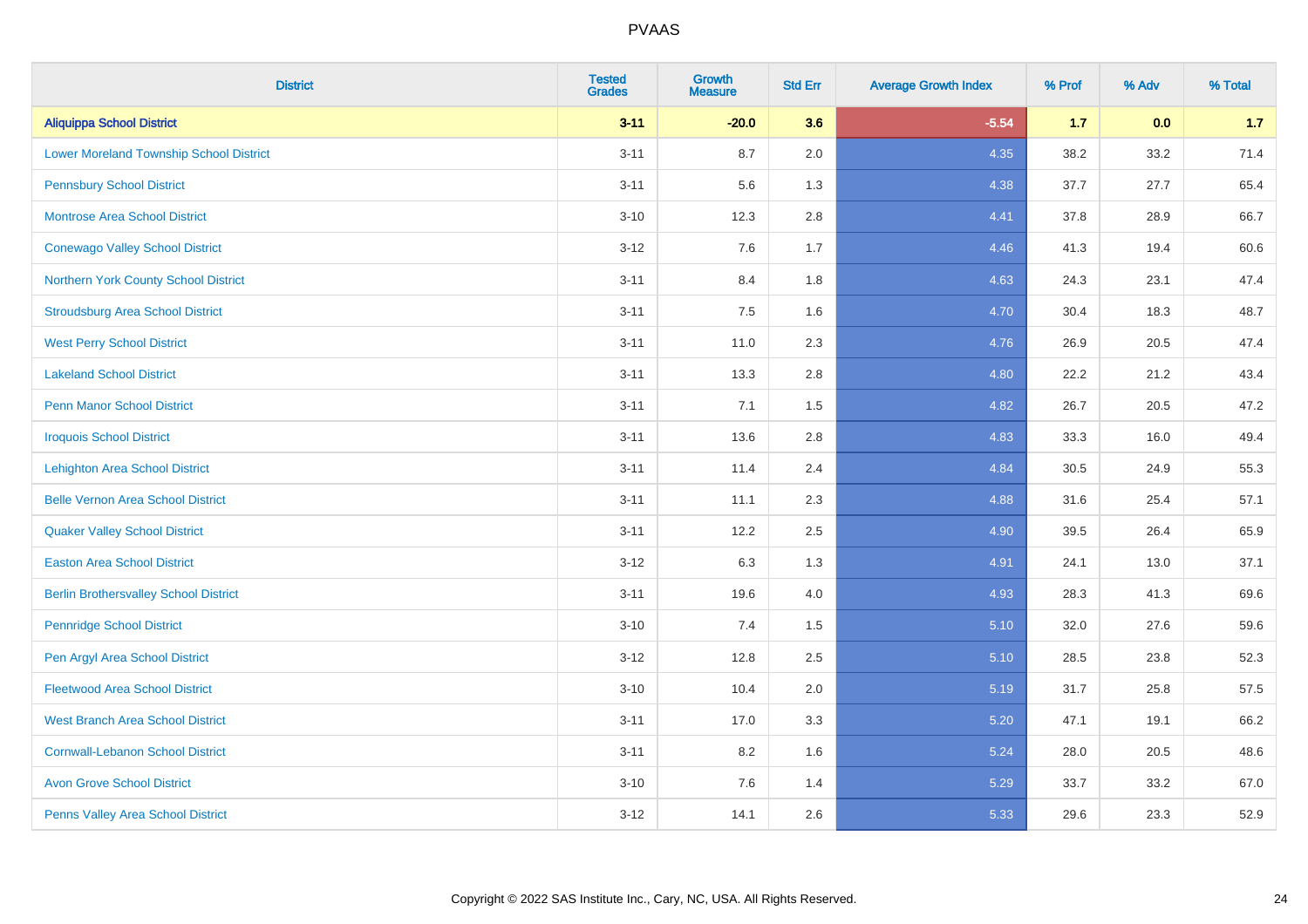| District | Tested Grades | Growth Measure | Std Err | Average Growth Index | % Prof | % Adv | % Total |
|---|---|---|---|---|---|---|---|
| **Aliquippa School District** | **3-11** | **-20.0** | **3.6** | **-5.54** | **1.7** | **0.0** | **1.7** |
| Lower Moreland Township School District | 3-11 | 8.7 | 2.0 | 4.35 | 38.2 | 33.2 | 71.4 |
| Pennsbury School District | 3-11 | 5.6 | 1.3 | 4.38 | 37.7 | 27.7 | 65.4 |
| Montrose Area School District | 3-10 | 12.3 | 2.8 | 4.41 | 37.8 | 28.9 | 66.7 |
| Conewago Valley School District | 3-12 | 7.6 | 1.7 | 4.46 | 41.3 | 19.4 | 60.6 |
| Northern York County School District | 3-11 | 8.4 | 1.8 | 4.63 | 24.3 | 23.1 | 47.4 |
| Stroudsburg Area School District | 3-11 | 7.5 | 1.6 | 4.70 | 30.4 | 18.3 | 48.7 |
| West Perry School District | 3-11 | 11.0 | 2.3 | 4.76 | 26.9 | 20.5 | 47.4 |
| Lakeland School District | 3-11 | 13.3 | 2.8 | 4.80 | 22.2 | 21.2 | 43.4 |
| Penn Manor School District | 3-11 | 7.1 | 1.5 | 4.82 | 26.7 | 20.5 | 47.2 |
| Iroquois School District | 3-11 | 13.6 | 2.8 | 4.83 | 33.3 | 16.0 | 49.4 |
| Lehighton Area School District | 3-11 | 11.4 | 2.4 | 4.84 | 30.5 | 24.9 | 55.3 |
| Belle Vernon Area School District | 3-11 | 11.1 | 2.3 | 4.88 | 31.6 | 25.4 | 57.1 |
| Quaker Valley School District | 3-11 | 12.2 | 2.5 | 4.90 | 39.5 | 26.4 | 65.9 |
| Easton Area School District | 3-12 | 6.3 | 1.3 | 4.91 | 24.1 | 13.0 | 37.1 |
| Berlin Brothersvalley School District | 3-11 | 19.6 | 4.0 | 4.93 | 28.3 | 41.3 | 69.6 |
| Pennridge School District | 3-10 | 7.4 | 1.5 | 5.10 | 32.0 | 27.6 | 59.6 |
| Pen Argyl Area School District | 3-12 | 12.8 | 2.5 | 5.10 | 28.5 | 23.8 | 52.3 |
| Fleetwood Area School District | 3-10 | 10.4 | 2.0 | 5.19 | 31.7 | 25.8 | 57.5 |
| West Branch Area School District | 3-11 | 17.0 | 3.3 | 5.20 | 47.1 | 19.1 | 66.2 |
| Cornwall-Lebanon School District | 3-11 | 8.2 | 1.6 | 5.24 | 28.0 | 20.5 | 48.6 |
| Avon Grove School District | 3-10 | 7.6 | 1.4 | 5.29 | 33.7 | 33.2 | 67.0 |
| Penns Valley Area School District | 3-12 | 14.1 | 2.6 | 5.33 | 29.6 | 23.3 | 52.9 |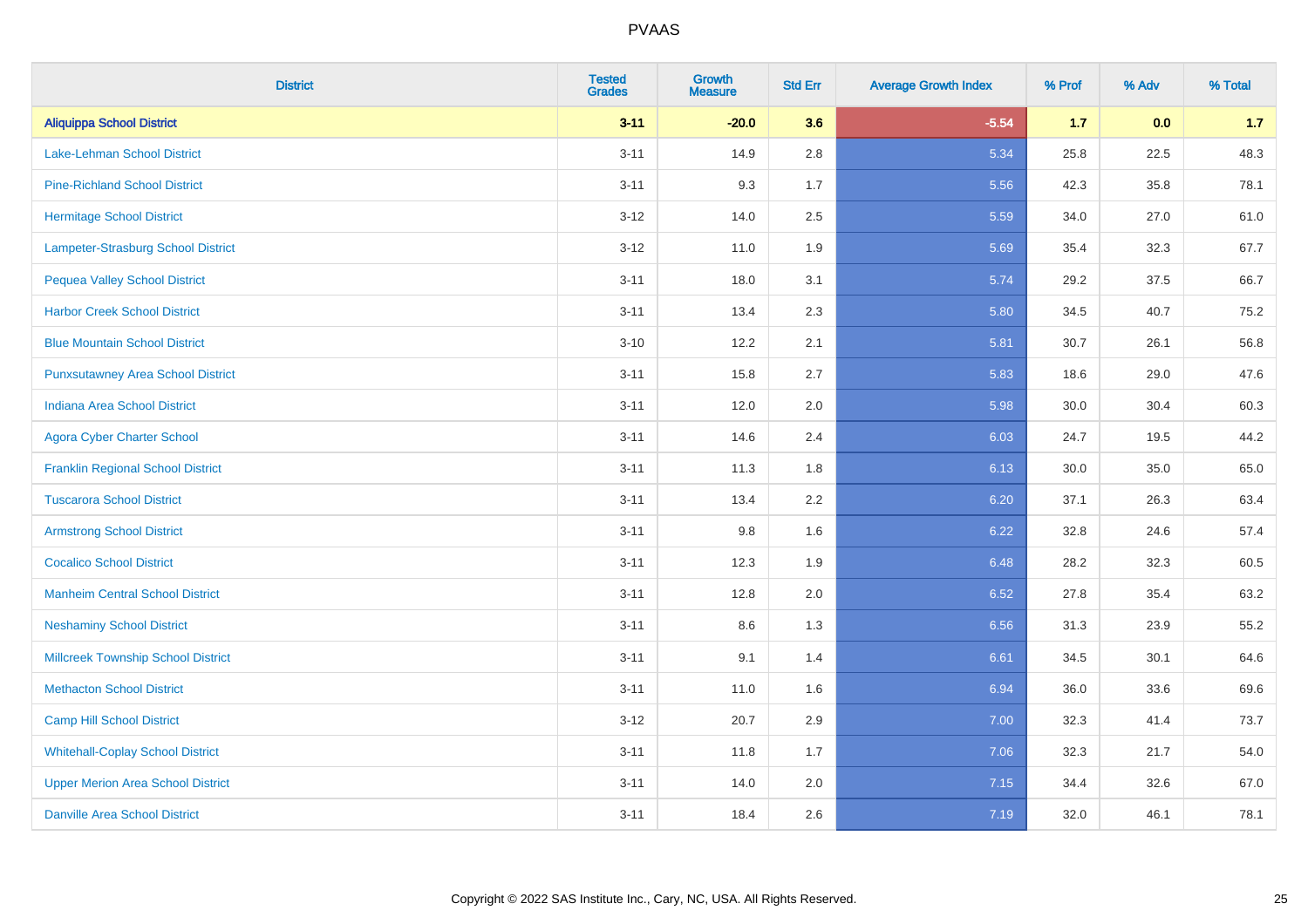| District | Tested Grades | Growth Measure | Std Err | Average Growth Index | % Prof | % Adv | % Total |
|---|---|---|---|---|---|---|---|
| **Aliquippa School District** | **3-11** | **-20.0** | **3.6** | **-5.54** | **1.7** | **0.0** | **1.7** |
| Lake-Lehman School District | 3-11 | 14.9 | 2.8 | 5.34 | 25.8 | 22.5 | 48.3 |
| Pine-Richland School District | 3-11 | 9.3 | 1.7 | 5.56 | 42.3 | 35.8 | 78.1 |
| Hermitage School District | 3-12 | 14.0 | 2.5 | 5.59 | 34.0 | 27.0 | 61.0 |
| Lampeter-Strasburg School District | 3-12 | 11.0 | 1.9 | 5.69 | 35.4 | 32.3 | 67.7 |
| Pequea Valley School District | 3-11 | 18.0 | 3.1 | 5.74 | 29.2 | 37.5 | 66.7 |
| Harbor Creek School District | 3-11 | 13.4 | 2.3 | 5.80 | 34.5 | 40.7 | 75.2 |
| Blue Mountain School District | 3-10 | 12.2 | 2.1 | 5.81 | 30.7 | 26.1 | 56.8 |
| Punxsutawney Area School District | 3-11 | 15.8 | 2.7 | 5.83 | 18.6 | 29.0 | 47.6 |
| Indiana Area School District | 3-11 | 12.0 | 2.0 | 5.98 | 30.0 | 30.4 | 60.3 |
| Agora Cyber Charter School | 3-11 | 14.6 | 2.4 | 6.03 | 24.7 | 19.5 | 44.2 |
| Franklin Regional School District | 3-11 | 11.3 | 1.8 | 6.13 | 30.0 | 35.0 | 65.0 |
| Tuscarora School District | 3-11 | 13.4 | 2.2 | 6.20 | 37.1 | 26.3 | 63.4 |
| Armstrong School District | 3-11 | 9.8 | 1.6 | 6.22 | 32.8 | 24.6 | 57.4 |
| Cocalico School District | 3-11 | 12.3 | 1.9 | 6.48 | 28.2 | 32.3 | 60.5 |
| Manheim Central School District | 3-11 | 12.8 | 2.0 | 6.52 | 27.8 | 35.4 | 63.2 |
| Neshaminy School District | 3-11 | 8.6 | 1.3 | 6.56 | 31.3 | 23.9 | 55.2 |
| Millcreek Township School District | 3-11 | 9.1 | 1.4 | 6.61 | 34.5 | 30.1 | 64.6 |
| Methacton School District | 3-11 | 11.0 | 1.6 | 6.94 | 36.0 | 33.6 | 69.6 |
| Camp Hill School District | 3-12 | 20.7 | 2.9 | 7.00 | 32.3 | 41.4 | 73.7 |
| Whitehall-Coplay School District | 3-11 | 11.8 | 1.7 | 7.06 | 32.3 | 21.7 | 54.0 |
| Upper Merion Area School District | 3-11 | 14.0 | 2.0 | 7.15 | 34.4 | 32.6 | 67.0 |
| Danville Area School District | 3-11 | 18.4 | 2.6 | 7.19 | 32.0 | 46.1 | 78.1 |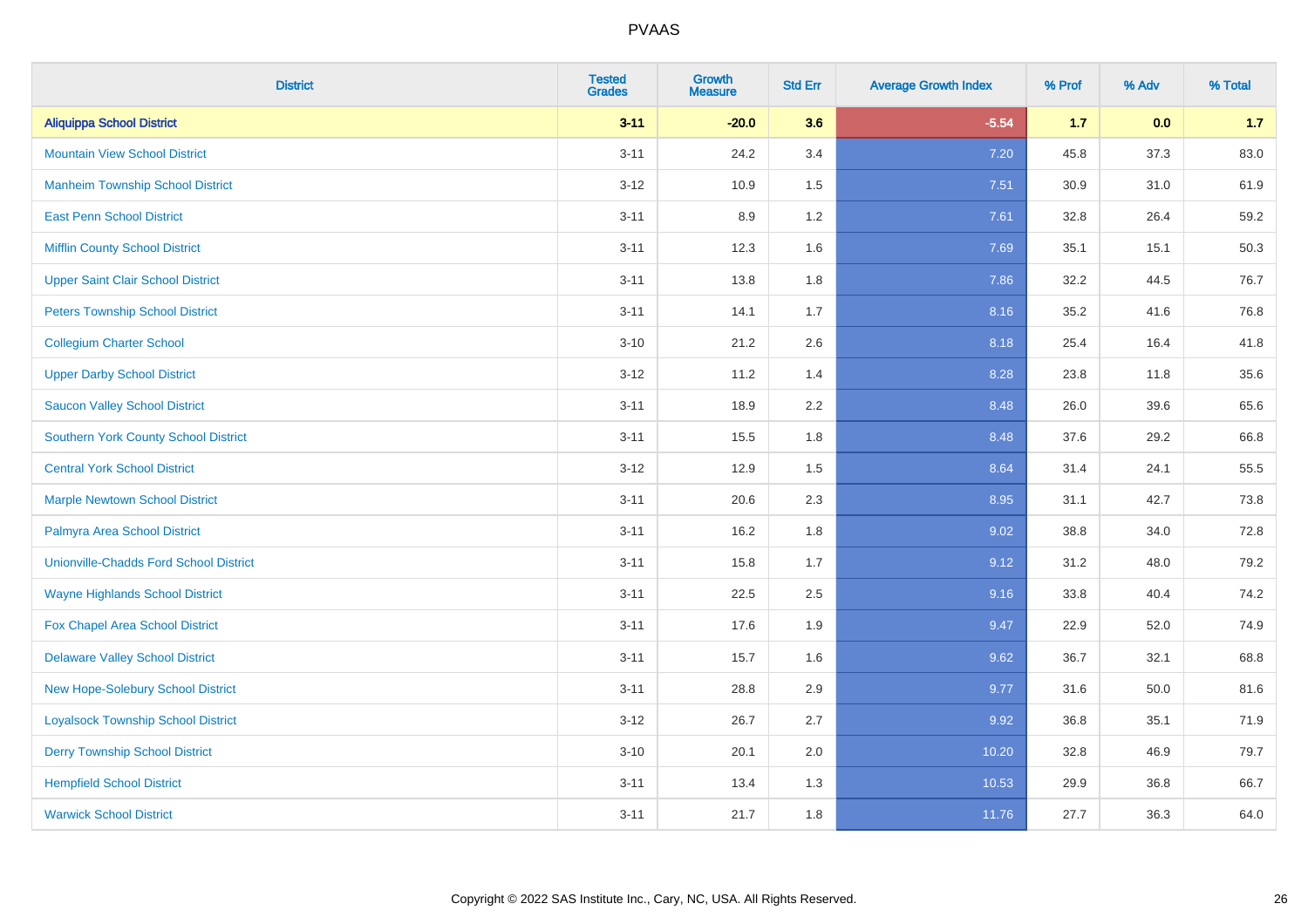# PVAAS

| District | Tested Grades | Growth Measure | Std Err | Average Growth Index | % Prof | % Adv | % Total |
|---|---|---|---|---|---|---|---|
| **Aliquippa School District** | **3-11** | **-20.0** | **3.6** | **-5.54** | **1.7** | **0.0** | **1.7** |
| Mountain View School District | 3-11 | 24.2 | 3.4 | 7.20 | 45.8 | 37.3 | 83.0 |
| Manheim Township School District | 3-12 | 10.9 | 1.5 | 7.51 | 30.9 | 31.0 | 61.9 |
| East Penn School District | 3-11 | 8.9 | 1.2 | 7.61 | 32.8 | 26.4 | 59.2 |
| Mifflin County School District | 3-11 | 12.3 | 1.6 | 7.69 | 35.1 | 15.1 | 50.3 |
| Upper Saint Clair School District | 3-11 | 13.8 | 1.8 | 7.86 | 32.2 | 44.5 | 76.7 |
| Peters Township School District | 3-11 | 14.1 | 1.7 | 8.16 | 35.2 | 41.6 | 76.8 |
| Collegium Charter School | 3-10 | 21.2 | 2.6 | 8.18 | 25.4 | 16.4 | 41.8 |
| Upper Darby School District | 3-12 | 11.2 | 1.4 | 8.28 | 23.8 | 11.8 | 35.6 |
| Saucon Valley School District | 3-11 | 18.9 | 2.2 | 8.48 | 26.0 | 39.6 | 65.6 |
| Southern York County School District | 3-11 | 15.5 | 1.8 | 8.48 | 37.6 | 29.2 | 66.8 |
| Central York School District | 3-12 | 12.9 | 1.5 | 8.64 | 31.4 | 24.1 | 55.5 |
| Marple Newtown School District | 3-11 | 20.6 | 2.3 | 8.95 | 31.1 | 42.7 | 73.8 |
| Palmyra Area School District | 3-11 | 16.2 | 1.8 | 9.02 | 38.8 | 34.0 | 72.8 |
| Unionville-Chadds Ford School District | 3-11 | 15.8 | 1.7 | 9.12 | 31.2 | 48.0 | 79.2 |
| Wayne Highlands School District | 3-11 | 22.5 | 2.5 | 9.16 | 33.8 | 40.4 | 74.2 |
| Fox Chapel Area School District | 3-11 | 17.6 | 1.9 | 9.47 | 22.9 | 52.0 | 74.9 |
| Delaware Valley School District | 3-11 | 15.7 | 1.6 | 9.62 | 36.7 | 32.1 | 68.8 |
| New Hope-Solebury School District | 3-11 | 28.8 | 2.9 | 9.77 | 31.6 | 50.0 | 81.6 |
| Loyalsock Township School District | 3-12 | 26.7 | 2.7 | 9.92 | 36.8 | 35.1 | 71.9 |
| Derry Township School District | 3-10 | 20.1 | 2.0 | 10.20 | 32.8 | 46.9 | 79.7 |
| Hempfield School District | 3-11 | 13.4 | 1.3 | 10.53 | 29.9 | 36.8 | 66.7 |
| Warwick School District | 3-11 | 21.7 | 1.8 | 11.76 | 27.7 | 36.3 | 64.0 |

Copyright © 2022 SAS Institute Inc., Cary, NC, USA. All Rights Reserved.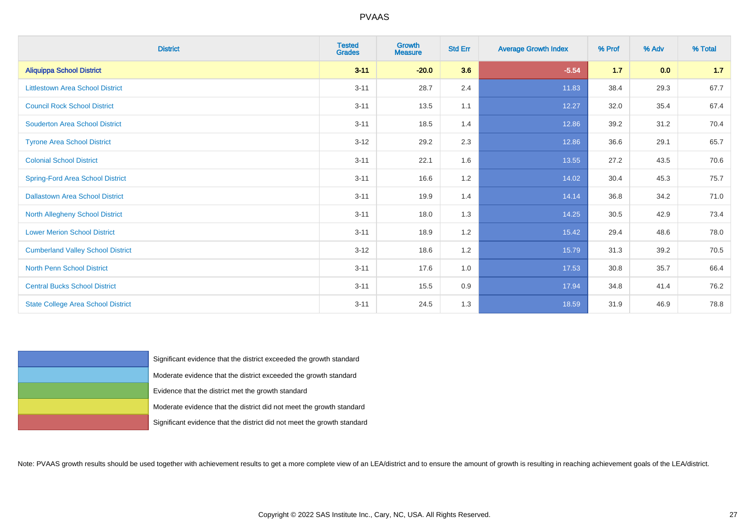PVAAS

| District | Tested Grades | Growth Measure | Std Err | Average Growth Index | % Prof | % Adv | % Total |
|---|---|---|---|---|---|---|---|
| **Aliquippa School District** | **3-11** | **-20.0** | **3.6** | **-5.54** | **1.7** | **0.0** | **1.7** |
| Littlestown Area School District | 3-11 | 28.7 | 2.4 | 11.83 | 38.4 | 29.3 | 67.7 |
| Council Rock School District | 3-11 | 13.5 | 1.1 | 12.27 | 32.0 | 35.4 | 67.4 |
| Souderton Area School District | 3-11 | 18.5 | 1.4 | 12.86 | 39.2 | 31.2 | 70.4 |
| Tyrone Area School District | 3-12 | 29.2 | 2.3 | 12.86 | 36.6 | 29.1 | 65.7 |
| Colonial School District | 3-11 | 22.1 | 1.6 | 13.55 | 27.2 | 43.5 | 70.6 |
| Spring-Ford Area School District | 3-11 | 16.6 | 1.2 | 14.02 | 30.4 | 45.3 | 75.7 |
| Dallastown Area School District | 3-11 | 19.9 | 1.4 | 14.14 | 36.8 | 34.2 | 71.0 |
| North Allegheny School District | 3-11 | 18.0 | 1.3 | 14.25 | 30.5 | 42.9 | 73.4 |
| Lower Merion School District | 3-11 | 18.9 | 1.2 | 15.42 | 29.4 | 48.6 | 78.0 |
| Cumberland Valley School District | 3-12 | 18.6 | 1.2 | 15.79 | 31.3 | 39.2 | 70.5 |
| North Penn School District | 3-11 | 17.6 | 1.0 | 17.53 | 30.8 | 35.7 | 66.4 |
| Central Bucks School District | 3-11 | 15.5 | 0.9 | 17.94 | 34.8 | 41.4 | 76.2 |
| State College Area School District | 3-11 | 24.5 | 1.3 | 18.59 | 31.9 | 46.9 | 78.8 |

Significant evidence that the district exceeded the growth standard

Moderate evidence that the district exceeded the growth standard

Evidence that the district met the growth standard

Moderate evidence that the district did not meet the growth standard

Significant evidence that the district did not meet the growth standard

Note: PVAAS growth results should be used together with achievement results to get a more complete view of an LEA/district and to ensure the amount of growth is resulting in reaching achievement goals of the LEA/district.

Copyright © 2022 SAS Institute Inc., Cary, NC, USA. All Rights Reserved.